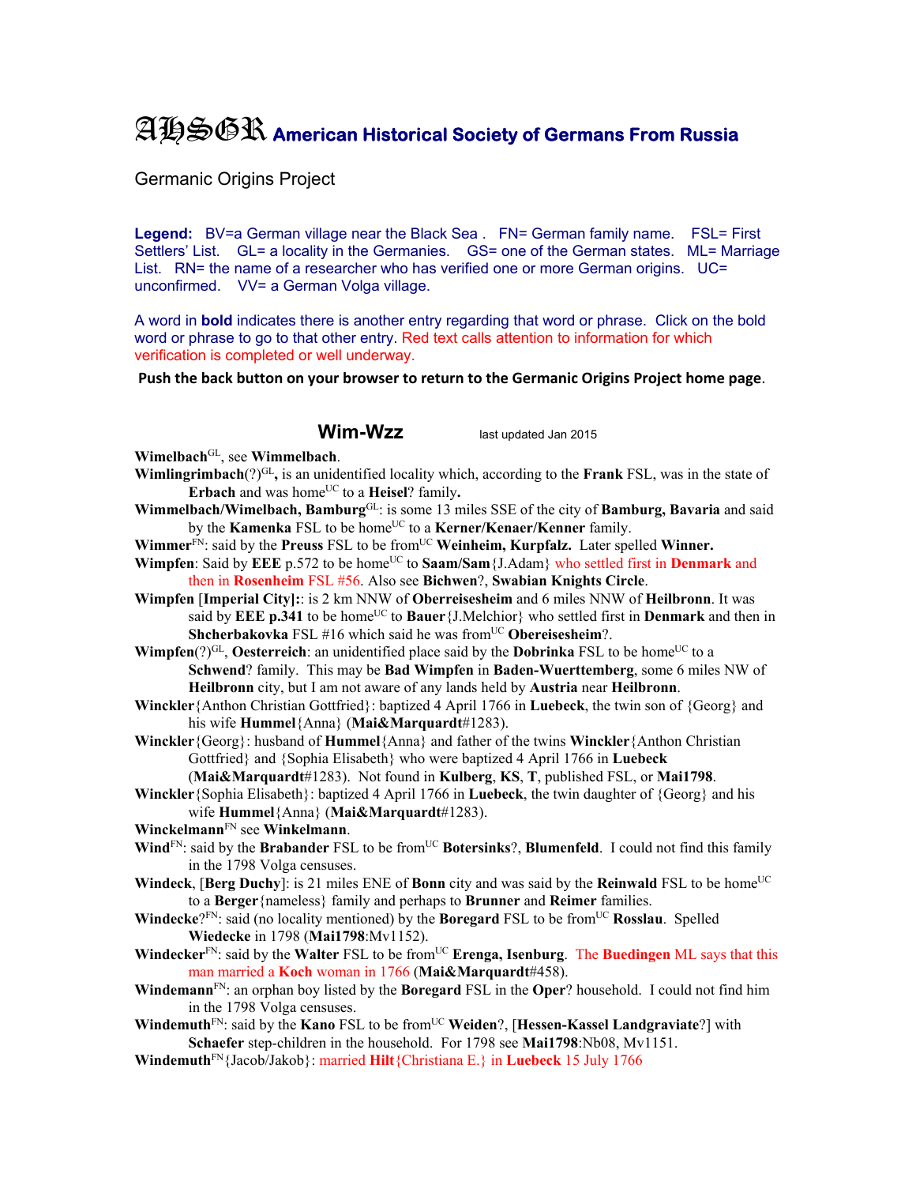# AHSGR American Historical Society of Germans From Russia

Germanic Origins Project

**Legend:** BV=a German village near the Black Sea . FN= German family name. FSL= First Settlers' List. GL= a locality in the Germanies. GS= one of the German states. ML= Marriage List. RN= the name of a researcher who has verified one or more German origins. UC= unconfirmed. VV= a German Volga village.

A word in **bold** indicates there is another entry regarding that word or phrase. Click on the bold word or phrase to go to that other entry. Red text calls attention to information for which verification is completed or well underway.

**Push the back button on your browser to return to the Germanic Origins Project home page**.

## Wim-Wzz

last updated Jan 2015

**Wimelbach**[GL], see **Wimmelbach**.

**Wimlingrimbach**(?)[GL]**,** is an unidentified locality which, according to the **Frank** FSL, was in the state of **Erbach** and was home[UC] to a **Heisel**? family**.**

**Wimmelbach/Wimelbach, Bamburg**[GL]: is some 13 miles SSE of the city of **Bamburg, Bavaria** and said by the **Kamenka** FSL to be home[UC] to a **Kerner/Kenaer/Kenner** family.

**Wimmer**[FN]: said by the **Preuss** FSL to be from[UC] **Weinheim, Kurpfalz.** Later spelled **Winner.**

**Wimpfen**: Said by **EEE** p.572 to be home[UC] to **Saam/Sam**{J.Adam} who settled first in **Denmark** and then in **Rosenheim** FSL #56. Also see **Bichwen**?, **Swabian Knights Circle**.

**Wimpfen** [**Imperial City]:**: is 2 km NNW of **Oberreisesheim** and 6 miles NNW of **Heilbronn**. It was said by **EEE p.341** to be home[UC] to **Bauer**{J.Melchior} who settled first in **Denmark** and then in **Shcherbakovka** FSL #16 which said he was from[UC] **Obereisesheim**?.

**Wimpfen**(?)[GL], **Oesterreich**: an unidentified place said by the **Dobrinka** FSL to be home[UC] to a **Schwend**? family. This may be **Bad Wimpfen** in **Baden-Wuerttemberg**, some 6 miles NW of **Heilbronn** city, but I am not aware of any lands held by **Austria** near **Heilbronn**.

**Winckler**{Anthon Christian Gottfried}: baptized 4 April 1766 in **Luebeck**, the twin son of {Georg} and his wife **Hummel**{Anna} (**Mai&Marquardt**#1283).

**Winckler**{Georg}: husband of **Hummel**{Anna} and father of the twins **Winckler**{Anthon Christian Gottfried} and {Sophia Elisabeth} who were baptized 4 April 1766 in **Luebeck** (**Mai&Marquardt**#1283). Not found in **Kulberg**, **KS**, **T**, published FSL, or **Mai1798**.

**Winckler**{Sophia Elisabeth}: baptized 4 April 1766 in **Luebeck**, the twin daughter of {Georg} and his wife **Hummel**{Anna} (**Mai&Marquardt**#1283).

**Winckelmann**[FN] see **Winkelmann**.

**Wind**[FN]: said by the **Brabander** FSL to be from[UC] **Botersinks**?, **Blumenfeld**. I could not find this family in the 1798 Volga censuses.

**Windeck**, [**Berg Duchy**]: is 21 miles ENE of **Bonn** city and was said by the **Reinwald** FSL to be home[UC] to a **Berger**{nameless} family and perhaps to **Brunner** and **Reimer** families.

**Windecke**?[FN]: said (no locality mentioned) by the **Boregard** FSL to be from[UC] **Rosslau**. Spelled **Wiedecke** in 1798 (**Mai1798**:Mv1152).

**Windecker**[FN]: said by the **Walter** FSL to be from[UC] **Erenga, Isenburg**. The **Buedingen** ML says that this man married a **Koch** woman in 1766 (**Mai&Marquardt**#458).

**Windemann**[FN]: an orphan boy listed by the **Boregard** FSL in the **Oper**? household. I could not find him in the 1798 Volga censuses.

**Windemuth**[FN]: said by the **Kano** FSL to be from[UC] **Weiden**?, [**Hessen-Kassel Landgraviate**?] with **Schaefer** step-children in the household. For 1798 see **Mai1798**:Nb08, Mv1151.

**Windemuth**[FN]{Jacob/Jakob}: married **Hilt**{Christiana E.} in **Luebeck** 15 July 1766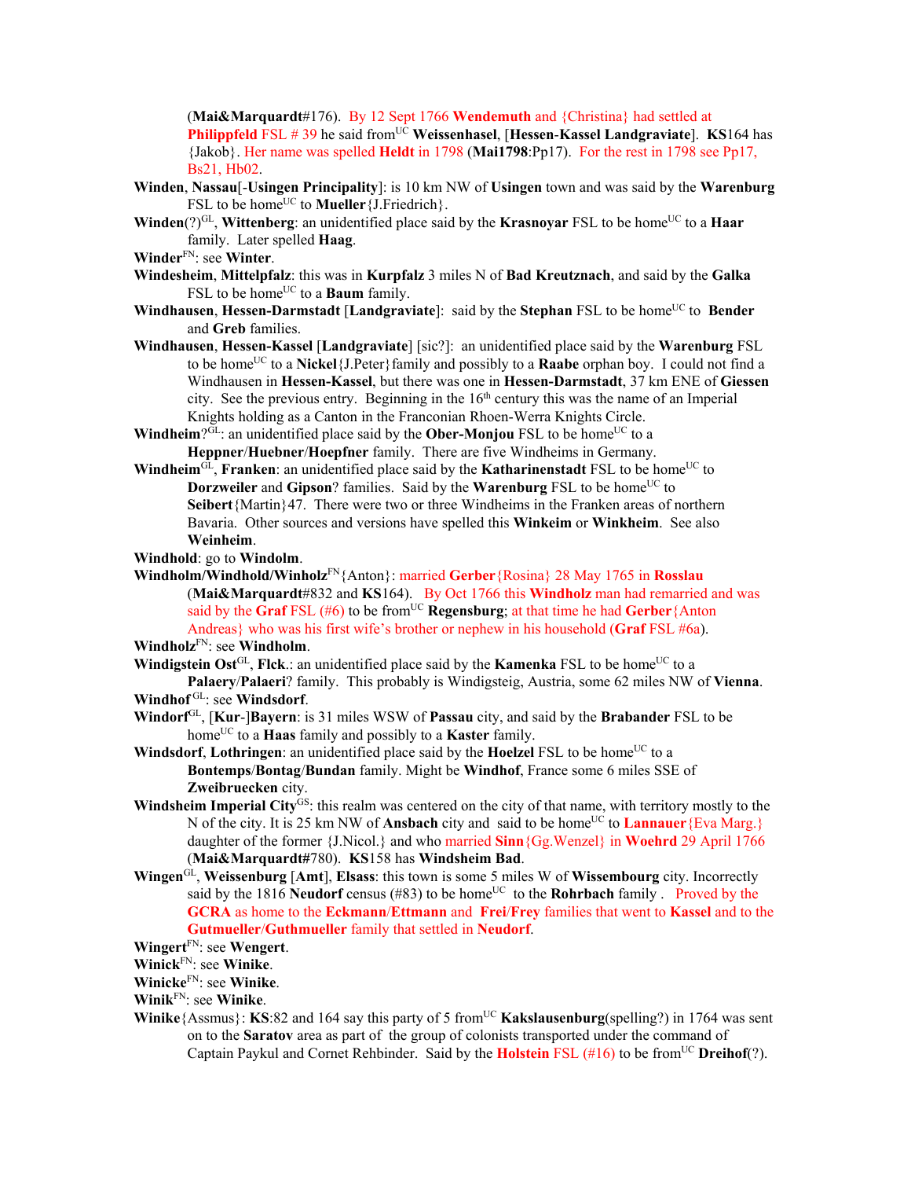(**Mai&Marquardt**#176). By 12 Sept 1766 **Wendemuth** and {Christina} had settled at **Philippfeld** FSL # 39 he said from[UC] **Weissenhasel**, [**Hessen**-**Kassel Landgraviate**]. **KS**164 has {Jakob}. Her name was spelled **Heldt** in 1798 (**Mai1798**:Pp17). For the rest in 1798 see Pp17, Bs21, Hb02.

**Winden**, **Nassau**[-**Usingen Principality**]: is 10 km NW of **Usingen** town and was said by the **Warenburg** FSL to be home[UC] to **Mueller**{J.Friedrich}.

**Winden**(?)[GL], **Wittenberg**: an unidentified place said by the **Krasnoyar** FSL to be home[UC] to a **Haar** family. Later spelled **Haag**.

**Winder**[FN]: see **Winter**.

**Windesheim**, **Mittelpfalz**: this was in **Kurpfalz** 3 miles N of **Bad Kreutznach**, and said by the **Galka** FSL to be home[UC] to a **Baum** family.

**Windhausen**, **Hessen-Darmstadt** [**Landgraviate**]: said by the **Stephan** FSL to be home[UC] to **Bender** and **Greb** families.

**Windhausen**, **Hessen-Kassel** [**Landgraviate**] [sic?]: an unidentified place said by the **Warenburg** FSL to be home[UC] to a **Nickel**{J.Peter}family and possibly to a **Raabe** orphan boy. I could not find a Windhausen in **Hessen-Kassel**, but there was one in **Hessen-Darmstadt**, 37 km ENE of **Giessen** city. See the previous entry. Beginning in the 16th century this was the name of an Imperial Knights holding as a Canton in the Franconian Rhoen-Werra Knights Circle.

**Windheim**?[GL]: an unidentified place said by the **Ober-Monjou** FSL to be home[UC] to a **Heppner**/**Huebner**/**Hoepfner** family. There are five Windheims in Germany.

**Windheim**[GL], **Franken**: an unidentified place said by the **Katharinenstadt** FSL to be home[UC] to **Dorzweiler** and **Gipson**? families. Said by the **Warenburg** FSL to be home[UC] to **Seibert**{Martin}47. There were two or three Windheims in the Franken areas of northern Bavaria. Other sources and versions have spelled this **Winkeim** or **Winkheim**. See also **Weinheim**.

**Windhold**: go to **Windolm**.

**Windholm/Windhold/Winholz**[FN]{Anton}: married **Gerber**{Rosina} 28 May 1765 in **Rosslau** (**Mai&Marquardt**#832 and **KS**164). By Oct 1766 this **Windholz** man had remarried and was said by the **Graf** FSL (#6) to be from[UC] **Regensburg**; at that time he had **Gerber**{Anton Andreas} who was his first wife's brother or nephew in his household (**Graf** FSL #6a).

**Windholz**[FN]: see **Windholm**.

**Windigstein Ost**[GL], **Flck**.: an unidentified place said by the **Kamenka** FSL to be home[UC] to a **Palaery**/**Palaeri**? family. This probably is Windigsteig, Austria, some 62 miles NW of **Vienna**.

**Windhof** [GL]: see **Windsdorf**.

**Windorf**[GL], [**Kur**-]**Bayern**: is 31 miles WSW of **Passau** city, and said by the **Brabander** FSL to be home[UC] to a **Haas** family and possibly to a **Kaster** family.

**Windsdorf**, **Lothringen**: an unidentified place said by the **Hoelzel** FSL to be home[UC] to a **Bontemps**/**Bontag**/**Bundan** family. Might be **Windhof**, France some 6 miles SSE of **Zweibruecken** city.

**Windsheim Imperial City**[GS]: this realm was centered on the city of that name, with territory mostly to the N of the city. It is 25 km NW of **Ansbach** city and said to be home[UC] to **Lannauer**{Eva Marg.} daughter of the former {J.Nicol.} and who married **Sinn**{Gg.Wenzel} in **Woehrd** 29 April 1766 (**Mai&Marquardt#**780). **KS**158 has **Windsheim Bad**.

**Wingen**[GL], **Weissenburg** [**Amt**], **Elsass**: this town is some 5 miles W of **Wissembourg** city. Incorrectly said by the 1816 **Neudorf** census (#83) to be home[UC] to the **Rohrbach** family . Proved by the **GCRA** as home to the **Eckmann**/**Ettmann** and **Frei**/**Frey** families that went to **Kassel** and to the **Gutmueller**/**Guthmueller** family that settled in **Neudorf**.

**Wingert**[FN]: see **Wengert**.

**Winick**[FN]: see **Winike**.

**Winicke**[FN]: see **Winike**.

**Winik**[FN]: see **Winike**.

**Winike**{Assmus}: **KS**:82 and 164 say this party of 5 from[UC] **Kakslausenburg**(spelling?) in 1764 was sent on to the **Saratov** area as part of the group of colonists transported under the command of Captain Paykul and Cornet Rehbinder. Said by the **Holstein** FSL (#16) to be from[UC] **Dreihof**(?).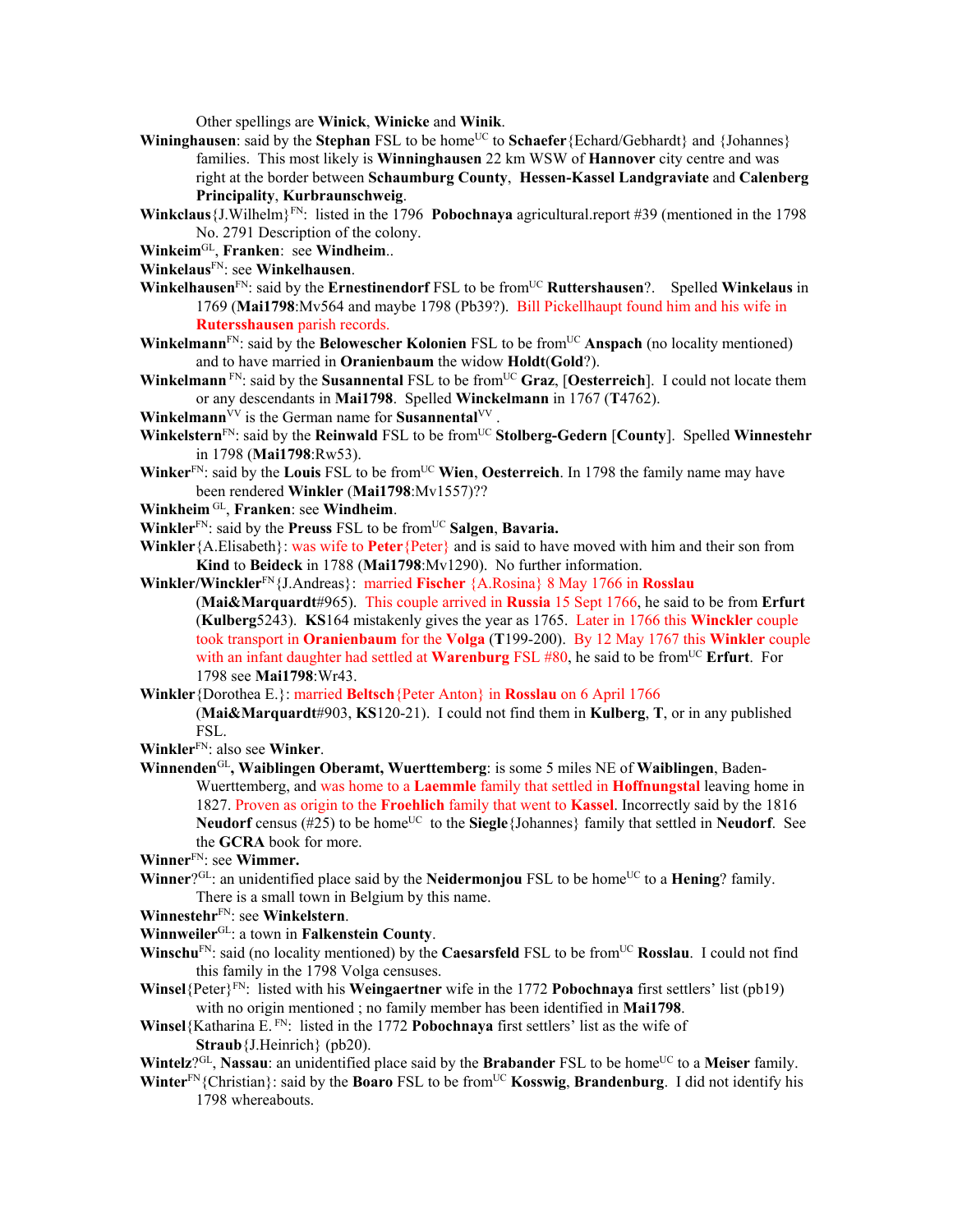Other spellings are **Winick**, **Winicke** and **Winik**.

**Wininghausen**: said by the **Stephan** FSL to be home[UC] to **Schaefer**{Echard/Gebhardt} and {Johannes} families. This most likely is **Winninghausen** 22 km WSW of **Hannover** city centre and was right at the border between **Schaumburg County**, **Hessen-Kassel Landgraviate** and **Calenberg Principality**, **Kurbraunschweig**.

**Winkclaus**{J.Wilhelm}[FN]: listed in the 1796 **Pobochnaya** agricultural.report #39 (mentioned in the 1798 No. 2791 Description of the colony.

**Winkeim**[GL], **Franken**: see **Windheim**..

**Winkelaus**[FN]: see **Winkelhausen**.

**Winkelhausen**[FN]: said by the **Ernestinendorf** FSL to be from[UC] **Ruttershausen**?. Spelled **Winkelaus** in 1769 (**Mai1798**:Mv564 and maybe 1798 (Pb39?). Bill Pickellhaupt found him and his wife in **Rutersshausen** parish records.

**Winkelmann**[FN]: said by the **Belowescher Kolonien** FSL to be from[UC] **Anspach** (no locality mentioned) and to have married in **Oranienbaum** the widow **Holdt**(**Gold**?).

**Winkelmann** [FN]: said by the **Susannental** FSL to be from[UC] **Graz**, [**Oesterreich**]. I could not locate them or any descendants in **Mai1798**. Spelled **Winckelmann** in 1767 (**T**4762).

**Winkelmann**[VV] is the German name for **Susannental**[VV] .

**Winkelstern**[FN]: said by the **Reinwald** FSL to be from[UC] **Stolberg-Gedern** [**County**]. Spelled **Winnestehr** in 1798 (**Mai1798**:Rw53).

**Winker**[FN]: said by the **Louis** FSL to be from[UC] **Wien**, **Oesterreich**. In 1798 the family name may have been rendered **Winkler** (**Mai1798**:Mv1557)??

**Winkheim** [GL], **Franken**: see **Windheim**.

**Winkler**[FN]: said by the **Preuss** FSL to be from[UC] **Salgen**, **Bavaria.**

**Winkler**{A.Elisabeth}: was wife to **Peter**{Peter} and is said to have moved with him and their son from **Kind** to **Beideck** in 1788 (**Mai1798**:Mv1290). No further information.

**Winkler/Winckler**[FN]{J.Andreas}: married **Fischer** {A.Rosina} 8 May 1766 in **Rosslau** (**Mai&Marquardt**#965). This couple arrived in **Russia** 15 Sept 1766, he said to be from **Erfurt** (**Kulberg**5243). **KS**164 mistakenly gives the year as 1765. Later in 1766 this **Winckler** couple took transport in **Oranienbaum** for the **Volga** (**T**199-200). By 12 May 1767 this **Winkler** couple with an infant daughter had settled at **Warenburg** FSL #80, he said to be from[UC] **Erfurt**. For 1798 see **Mai1798**:Wr43.

**Winkler**{Dorothea E.}: married **Beltsch**{Peter Anton} in **Rosslau** on 6 April 1766 (**Mai&Marquardt**#903, **KS**120-21). I could not find them in **Kulberg**, **T**, or in any published FSL.

**Winkler**[FN]: also see **Winker**.

**Winnenden**[GL]**, Waiblingen Oberamt, Wuerttemberg**: is some 5 miles NE of **Waiblingen**, Baden-Wuerttemberg, and was home to a **Laemmle** family that settled in **Hoffnungstal** leaving home in 1827. Proven as origin to the **Froehlich** family that went to **Kassel**. Incorrectly said by the 1816 **Neudorf** census (#25) to be home[UC] to the **Siegle**{Johannes} family that settled in **Neudorf**. See the **GCRA** book for more.

**Winner**[FN]: see **Wimmer.**

**Winner**?[GL]: an unidentified place said by the **Neidermonjou** FSL to be home[UC] to a **Hening**? family. There is a small town in Belgium by this name.

**Winnestehr**[FN]: see **Winkelstern**.

**Winnweiler**[GL]: a town in **Falkenstein County**.

**Winschu**[FN]: said (no locality mentioned) by the **Caesarsfeld** FSL to be from[UC] **Rosslau**. I could not find this family in the 1798 Volga censuses.

**Winsel**{Peter}[FN]: listed with his **Weingaertner** wife in the 1772 **Pobochnaya** first settlers' list (pb19) with no origin mentioned ; no family member has been identified in **Mai1798**.

**Winsel**{Katharina E. [FN]: listed in the 1772 **Pobochnaya** first settlers' list as the wife of **Straub**{J.Heinrich} (pb20).

**Wintelz**?[GL], **Nassau**: an unidentified place said by the **Brabander** FSL to be home[UC] to a **Meiser** family.

**Winter**[FN]{Christian}: said by the **Boaro** FSL to be from[UC] **Kosswig**, **Brandenburg**. I did not identify his 1798 whereabouts.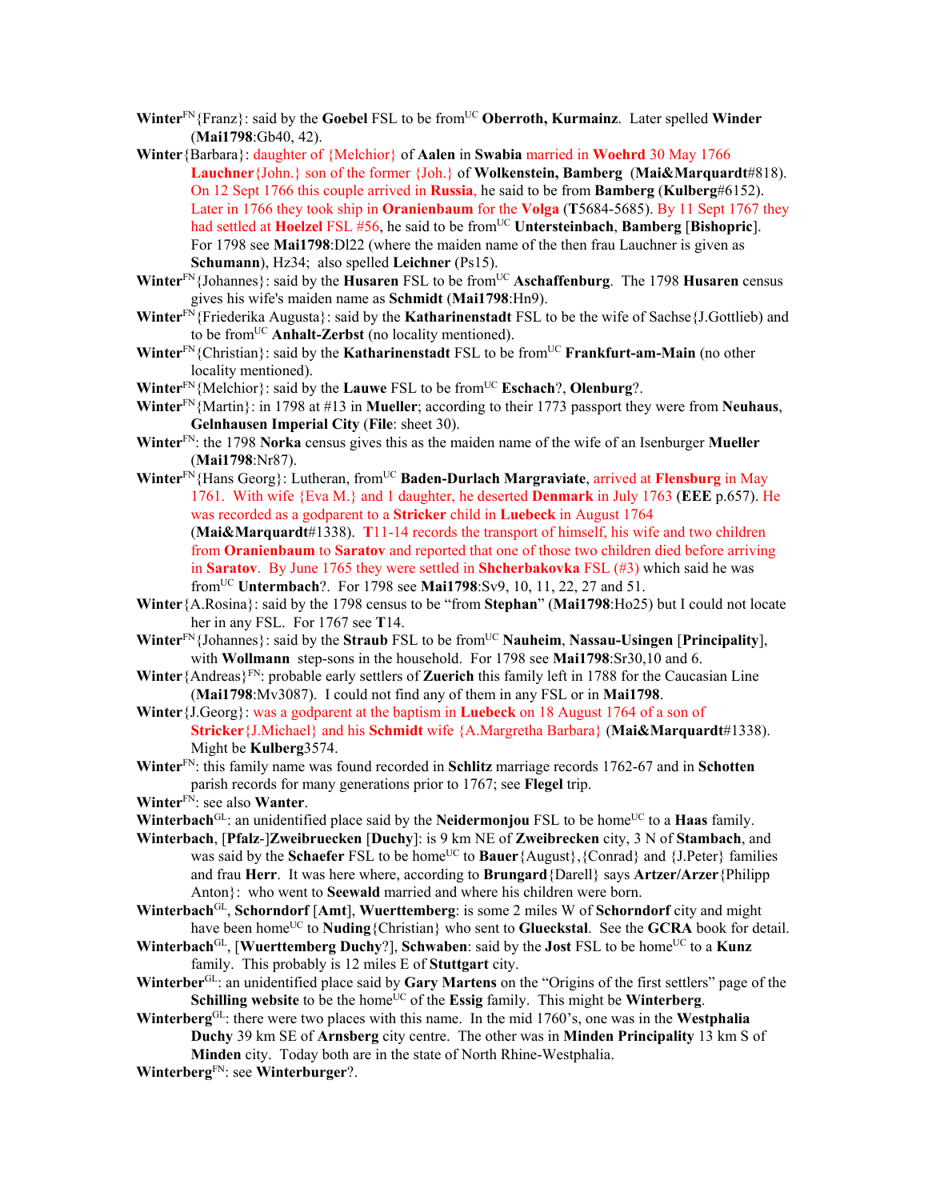**Winter**FN{Franz}: said by the **Goebel** FSL to be fromUC **Oberroth, Kurmainz**. Later spelled **Winder** (**Mai1798**:Gb40, 42).

**Winter**{Barbara}: daughter of {Melchior} of **Aalen** in **Swabia** married in **Woehrd** 30 May 1766 **Lauchner**{John.} son of the former {Joh.} of **Wolkenstein, Bamberg** (**Mai&Marquardt**#818). On 12 Sept 1766 this couple arrived in **Russia**, he said to be from **Bamberg** (**Kulberg**#6152). Later in 1766 they took ship in **Oranienbaum** for the **Volga** (**T**5684-5685). By 11 Sept 1767 they had settled at **Hoelzel** FSL #56, he said to be fromUC **Untersteinbach**, **Bamberg** [**Bishopric**]. For 1798 see **Mai1798**:Dl22 (where the maiden name of the then frau Lauchner is given as **Schumann**), Hz34; also spelled **Leichner** (Ps15).

**Winter**FN{Johannes}: said by the **Husaren** FSL to be fromUC **Aschaffenburg**. The 1798 **Husaren** census gives his wife's maiden name as **Schmidt** (**Mai1798**:Hn9).

**Winter**FN{Friederika Augusta}: said by the **Katharinenstadt** FSL to be the wife of Sachse{J.Gottlieb) and to be fromUC **Anhalt-Zerbst** (no locality mentioned).

**Winter**FN{Christian}: said by the **Katharinenstadt** FSL to be fromUC **Frankfurt-am-Main** (no other locality mentioned).

**Winter**FN{Melchior}: said by the **Lauwe** FSL to be fromUC **Eschach**?, **Olenburg**?.

**Winter**FN{Martin}: in 1798 at #13 in **Mueller**; according to their 1773 passport they were from **Neuhaus**, **Gelnhausen Imperial City** (**File**: sheet 30).

**Winter**FN: the 1798 **Norka** census gives this as the maiden name of the wife of an Isenburger **Mueller** (**Mai1798**:Nr87).

**Winter**FN{Hans Georg}: Lutheran, fromUC **Baden-Durlach Margraviate**, arrived at **Flensburg** in May 1761. With wife {Eva M.} and 1 daughter, he deserted **Denmark** in July 1763 (**EEE** p.657). He was recorded as a godparent to a **Stricker** child in **Luebeck** in August 1764 (**Mai&Marquardt**#1338). **T**11-14 records the transport of himself, his wife and two children from **Oranienbaum** to **Saratov** and reported that one of those two children died before arriving in **Saratov**. By June 1765 they were settled in **Shcherbakovka** FSL (#3) which said he was fromUC **Untermbach**?. For 1798 see **Mai1798**:Sv9, 10, 11, 22, 27 and 51.

**Winter**{A.Rosina}: said by the 1798 census to be "from **Stephan**" (**Mai1798**:Ho25) but I could not locate her in any FSL. For 1767 see **T**14.

**Winter**FN{Johannes}: said by the **Straub** FSL to be fromUC **Nauheim**, **Nassau-Usingen** [**Principality**], with **Wollmann** step-sons in the household. For 1798 see **Mai1798**:Sr30,10 and 6.

**Winter**{Andreas}FN: probable early settlers of **Zuerich** this family left in 1788 for the Caucasian Line (**Mai1798**:Mv3087). I could not find any of them in any FSL or in **Mai1798**.

**Winter**{J.Georg}: was a godparent at the baptism in **Luebeck** on 18 August 1764 of a son of **Stricker**{J.Michael} and his **Schmidt** wife {A.Margretha Barbara} (**Mai&Marquardt**#1338). Might be **Kulberg**3574.

**Winter**FN: this family name was found recorded in **Schlitz** marriage records 1762-67 and in **Schotten** parish records for many generations prior to 1767; see **Flegel** trip.

**Winter**FN: see also **Wanter**.

**Winterbach**GL: an unidentified place said by the **Neidermonjou** FSL to be homeUC to a **Haas** family.

**Winterbach**, [**Pfalz**-]**Zweibruecken** [**Duchy**]: is 9 km NE of **Zweibrecken** city, 3 N of **Stambach**, and was said by the **Schaefer** FSL to be homeUC to **Bauer**{August},{Conrad} and {J.Peter} families and frau **Herr**. It was here where, according to **Brungard**{Darell} says **Artzer/Arzer**{Philipp Anton}: who went to **Seewald** married and where his children were born.

**Winterbach**GL, **Schorndorf** [**Amt**], **Wuerttemberg**: is some 2 miles W of **Schorndorf** city and might have been homeUC to **Nuding**{Christian} who sent to **Glueckstal**. See the **GCRA** book for detail.

**Winterbach**GL, [**Wuerttemberg Duchy**?], **Schwaben**: said by the **Jost** FSL to be homeUC to a **Kunz** family. This probably is 12 miles E of **Stuttgart** city.

**Winterber**GL: an unidentified place said by **Gary Martens** on the "Origins of the first settlers" page of the **Schilling website** to be the homeUC of the **Essig** family. This might be **Winterberg**.

**Winterberg**GL: there were two places with this name. In the mid 1760's, one was in the **Westphalia Duchy** 39 km SE of **Arnsberg** city centre. The other was in **Minden Principality** 13 km S of **Minden** city. Today both are in the state of North Rhine-Westphalia.

**Winterberg**FN: see **Winterburger**?.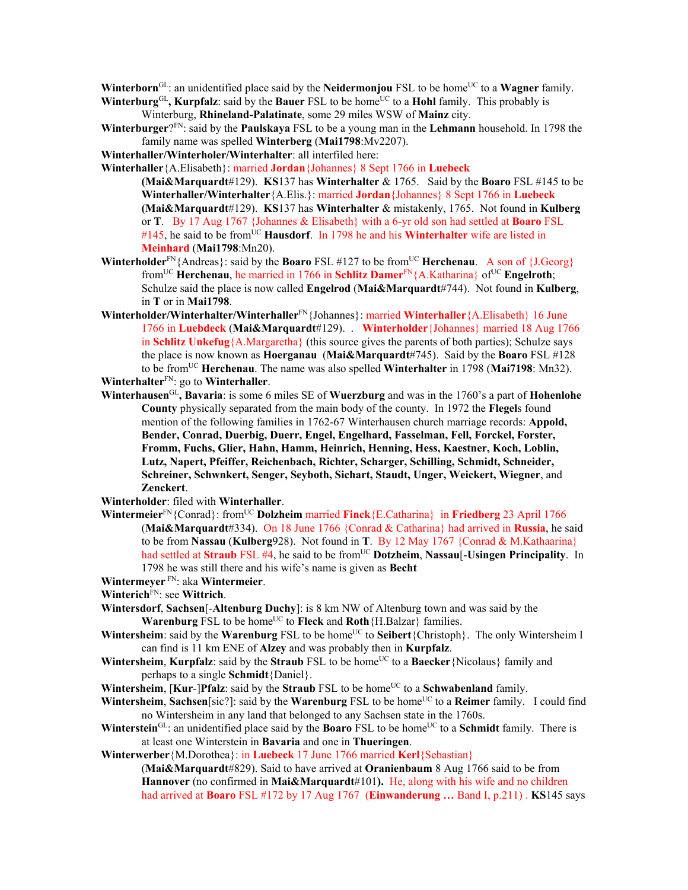**Winterborn**GL: an unidentified place said by the **Neidermonjou** FSL to be homeUC to a **Wagner** family.

**Winterburg**GL**, Kurpfalz**: said by the **Bauer** FSL to be homeUC to a **Hohl** family. This probably is Winterburg, **Rhineland-Palatinate**, some 29 miles WSW of **Mainz** city.

**Winterburger**?FN: said by the **Paulskaya** FSL to be a young man in the **Lehmann** household. In 1798 the family name was spelled **Winterberg** (**Mai1798**:Mv2207).

**Winterhaller/Winterholer/Winterhalter**: all interfiled here:

**Winterhaller**{A.Elisabeth}: married **Jordan**{Johannes} 8 Sept 1766 in **Luebeck** (**Mai&Marquardt**#129). **KS**137 has **Winterhalter** & 1765. Said by the **Boaro** FSL #145 to be **Winterhaller/Winterhalter**{A.Elis.}: married **Jordan**{Johannes} 8 Sept 1766 in **Luebeck** (**Mai&Marquardt**#129). **KS**137 has **Winterhalter** & mistakenly, 1765. Not found in **Kulberg** or **T**. By 17 Aug 1767 {Johannes & Elisabeth} with a 6-yr old son had settled at **Boaro** FSL #145, he said to be fromUC **Hausdorf**. In 1798 he and his **Winterhalter** wife are listed in **Meinhard** (**Mai1798**:Mn20).

**Winterholder**FN{Andreas}: said by the **Boaro** FSL #127 to be fromUC **Herchenau**. A son of {J.Georg} fromUC **Herchenau**, he married in 1766 in **Schlitz Damer**FN{A.Katharina} ofUC **Engelroth**; Schulze said the place is now called **Engelrod** (**Mai&Marquardt**#744). Not found in **Kulberg**, in **T** or in **Mai1798**.

**Winterholder/Winterhalter/Winterhaller**FN{Johannes}: married **Winterhaller**{A.Elisabeth} 16 June 1766 in **Luebdeck** (**Mai&Marquardt**#129). . **Winterholder**{Johannes} married 18 Aug 1766 in **Schlitz Unkefug**{A.Margaretha} (this source gives the parents of both parties); Schulze says the place is now known as **Hoerganau** (**Mai&Marquardt**#745). Said by the **Boaro** FSL #128 to be fromUC **Herchenau**. The name was also spelled **Winterhalter** in 1798 (**Mai7198**: Mn32).

**Winterhalter**FN: go to **Winterhaller**.

**Winterhausen**GL**, Bavaria**: is some 6 miles SE of **Wuerzburg** and was in the 1760's a part of **Hohenlohe County** physically separated from the main body of the county. In 1972 the **Flegel**s found mention of the following families in 1762-67 Winterhausen church marriage records: **Appold, Bender, Conrad, Duerbig, Duerr, Engel, Engelhard, Fasselman, Fell, Forckel, Forster, Fromm, Fuchs, Glier, Hahn, Hamm, Heinrich, Henning, Hess, Kaestner, Koch, Loblin, Lutz, Napert, Pfeiffer, Reichenbach, Richter, Scharger, Schilling, Schmidt, Schneider, Schreiner, Schwnkert, Senger, Seyboth, Sichart, Staudt, Unger, Weickert, Wiegner**, and **Zenckert**.

**Winterholder**: filed with **Winterhaller**.

**Wintermeier**FN{Conrad}: fromUC **Dolzheim** married **Finck**{E.Catharina} in **Friedberg** 23 April 1766 (**Mai&Marquardt**#334). On 18 June 1766 {Conrad & Catharina} had arrived in **Russia**, he said to be from **Nassau** (**Kulberg**928). Not found in **T**. By 12 May 1767 {Conrad & M.Kathaarina} had settled at **Straub** FSL #4, he said to be fromUC **Dotzheim**, **Nassau**[-**Usingen Principality**. In 1798 he was still there and his wife's name is given as **Becht**

**Wintermeyer** FN: aka **Wintermeier**.

**Winterich**FN: see **Wittrich**.

**Wintersdorf**, **Sachsen**[-**Altenburg Duchy**]: is 8 km NW of Altenburg town and was said by the **Warenburg** FSL to be homeUC to **Fleck** and **Roth**{H.Balzar} families.

**Wintersheim**: said by the **Warenburg** FSL to be homeUC to **Seibert**{Christoph}. The only Wintersheim I can find is 11 km ENE of **Alzey** and was probably then in **Kurpfalz**.

**Wintersheim**, **Kurpfalz**: said by the **Straub** FSL to be homeUC to a **Baecker**{Nicolaus} family and perhaps to a single **Schmidt**{Daniel}.

**Wintersheim**, [**Kur**-]**Pfalz**: said by the **Straub** FSL to be homeUC to a **Schwabenland** family.

**Wintersheim**, **Sachsen**[sic?]: said by the **Warenburg** FSL to be homeUC to a **Reimer** family. I could find no Wintersheim in any land that belonged to any Sachsen state in the 1760s.

**Winterstein**GL: an unidentified place said by the **Boaro** FSL to be homeUC to a **Schmidt** family. There is at least one Winterstein in **Bavaria** and one in **Thueringen**.

**Winterwerber**{M.Dorothea}: in **Luebeck** 17 June 1766 married **Kerl**{Sebastian} (**Mai&Marquardt**#829). Said to have arrived at **Oranienbaum** 8 Aug 1766 said to be from **Hannover** (no confirmed in **Mai&Marquardt**#101**).** He, along with his wife and no children had arrived at **Boaro** FSL #172 by 17 Aug 1767 (**Einwanderung …** Band I, p.211) . **KS**145 says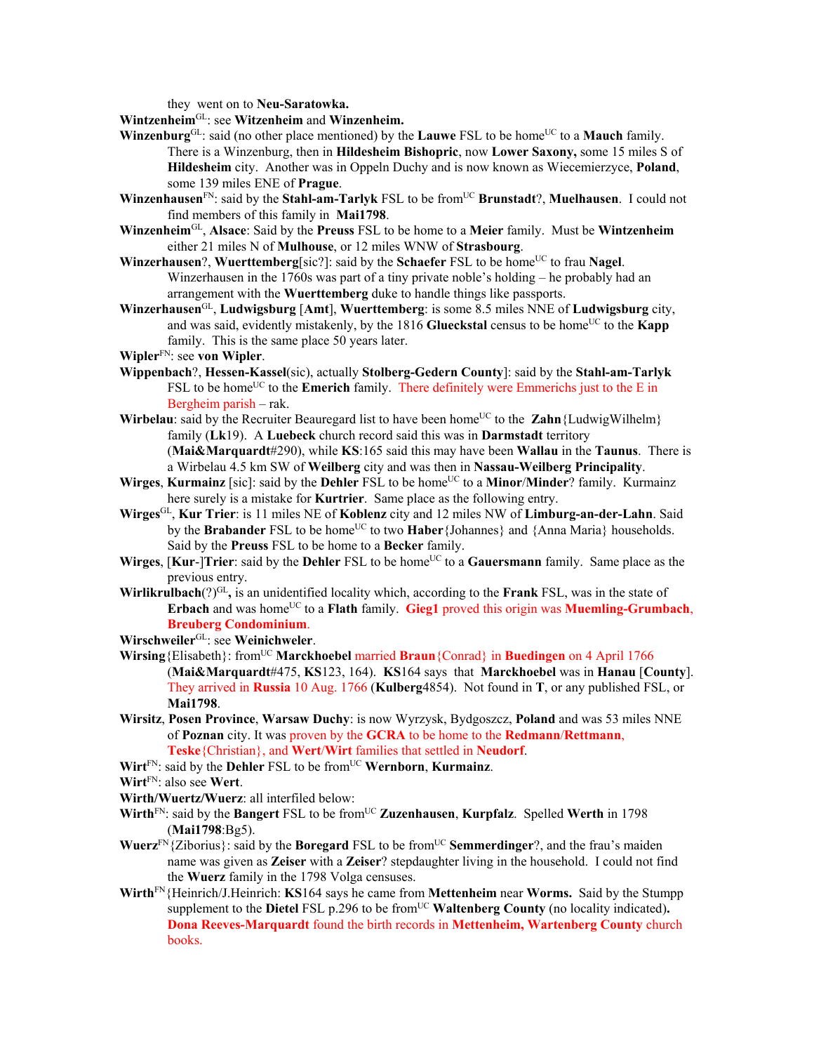they went on to **Neu-Saratowka.**

**Wintzenheim**[GL]: see **Witzenheim** and **Winzenheim.**

**Winzenburg**[GL]: said (no other place mentioned) by the **Lauwe** FSL to be home[UC] to a **Mauch** family. There is a Winzenburg, then in **Hildesheim Bishopric**, now **Lower Saxony,** some 15 miles S of **Hildesheim** city. Another was in Oppeln Duchy and is now known as Wiecemierzyce, **Poland**, some 139 miles ENE of **Prague**.

**Winzenhausen**[FN]: said by the **Stahl-am-Tarlyk** FSL to be from[UC] **Brunstadt**?, **Muelhausen**. I could not find members of this family in **Mai1798**.

**Winzenheim**[GL], **Alsace**: Said by the **Preuss** FSL to be home to a **Meier** family. Must be **Wintzenheim** either 21 miles N of **Mulhouse**, or 12 miles WNW of **Strasbourg**.

**Winzerhausen**?, **Wuerttemberg**[sic?]: said by the **Schaefer** FSL to be home[UC] to frau **Nagel**. Winzerhausen in the 1760s was part of a tiny private noble's holding – he probably had an arrangement with the **Wuerttemberg** duke to handle things like passports.

**Winzerhausen**[GL], **Ludwigsburg** [**Amt**], **Wuerttemberg**: is some 8.5 miles NNE of **Ludwigsburg** city, and was said, evidently mistakenly, by the 1816 **Glueckstal** census to be home[UC] to the **Kapp** family. This is the same place 50 years later.

**Wipler**[FN]: see **von Wipler**.

**Wippenbach**?, **Hessen-Kassel**(sic), actually **Stolberg-Gedern County**]: said by the **Stahl-am-Tarlyk** FSL to be home[UC] to the **Emerich** family. There definitely were Emmerichs just to the E in Bergheim parish – rak.

**Wirbelau**: said by the Recruiter Beauregard list to have been home[UC] to the **Zahn**{LudwigWilhelm} family (**Lk**19). A **Luebeck** church record said this was in **Darmstadt** territory (**Mai&Marquardt**#290), while **KS**:165 said this may have been **Wallau** in the **Taunus**. There is a Wirbelau 4.5 km SW of **Weilberg** city and was then in **Nassau-Weilberg Principality**.

**Wirges**, **Kurmainz** [sic]: said by the **Dehler** FSL to be home[UC] to a **Minor**/**Minder**? family. Kurmainz here surely is a mistake for **Kurtrier**. Same place as the following entry.

**Wirges**[GL], **Kur Trier**: is 11 miles NE of **Koblenz** city and 12 miles NW of **Limburg-an-der-Lahn**. Said by the **Brabander** FSL to be home[UC] to two **Haber**{Johannes} and {Anna Maria} households. Said by the **Preuss** FSL to be home to a **Becker** family.

**Wirges**, [**Kur**-]**Trier**: said by the **Dehler** FSL to be home[UC] to a **Gauersmann** family. Same place as the previous entry.

**Wirlikrulbach**(?)[GL]**,** is an unidentified locality which, according to the **Frank** FSL, was in the state of **Erbach** and was home[UC] to a **Flath** family. **Gieg1** proved this origin was **Muemling-Grumbach**, **Breuberg Condominium**.

**Wirschweiler**[GL]: see **Weinichweler**.

**Wirsing**{Elisabeth}: from[UC] **Marckhoebel** married **Braun**{Conrad} in **Buedingen** on 4 April 1766 (**Mai&Marquardt**#475, **KS**123, 164). **KS**164 says that **Marckhoebel** was in **Hanau** [**County**]. They arrived in **Russia** 10 Aug. 1766 (**Kulberg**4854). Not found in **T**, or any published FSL, or **Mai1798**.

**Wirsitz**, **Posen Province**, **Warsaw Duchy**: is now Wyrzysk, Bydgoszcz, **Poland** and was 53 miles NNE of **Poznan** city. It was proven by the **GCRA** to be home to the **Redmann**/**Rettmann**, **Teske**{Christian}, and **Wert**/**Wirt** families that settled in **Neudorf**.

**Wirt**[FN]: said by the **Dehler** FSL to be from[UC] **Wernborn**, **Kurmainz**.

**Wirt**[FN]: also see **Wert**.

**Wirth/Wuertz/Wuerz**: all interfiled below:

**Wirth**[FN]: said by the **Bangert** FSL to be from[UC] **Zuzenhausen**, **Kurpfalz**. Spelled **Werth** in 1798 (**Mai1798**:Bg5).

**Wuerz**[FN]{Ziborius}: said by the **Boregard** FSL to be from[UC] **Semmerdinger**?, and the frau's maiden name was given as **Zeiser** with a **Zeiser**? stepdaughter living in the household. I could not find the **Wuerz** family in the 1798 Volga censuses.

**Wirth**[FN]{Heinrich/J.Heinrich: **KS**164 says he came from **Mettenheim** near **Worms.** Said by the Stumpp supplement to the **Dietel** FSL p.296 to be from[UC] **Waltenberg County** (no locality indicated)**.** **Dona Reeves-Marquardt** found the birth records in **Mettenheim, Wartenberg County** church books.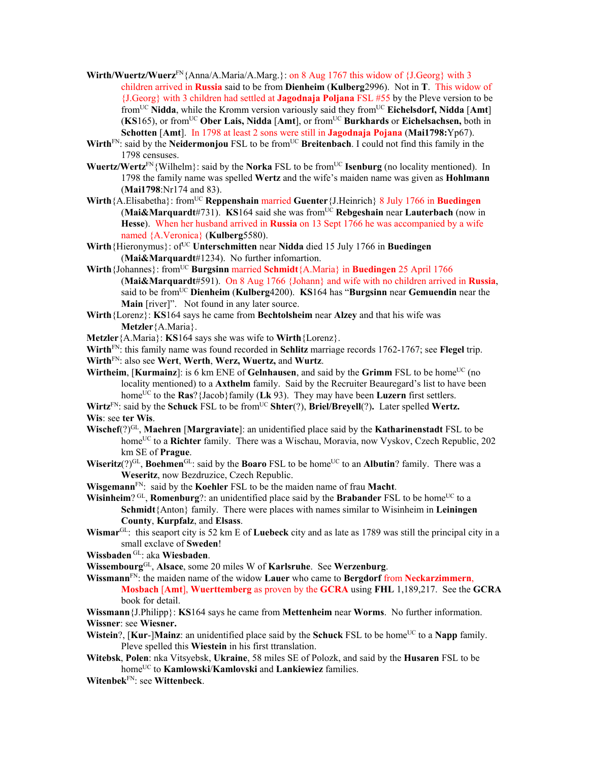**Wirth/Wuertz/Wuerz**[FN]{Anna/A.Maria/A.Marg.}: on 8 Aug 1767 this widow of {J.Georg} with 3 children arrived in **Russia** said to be from **Dienheim** (**Kulberg**2996). Not in **T**. This widow of {J.Georg} with 3 children had settled at **Jagodnaja Poljana** FSL #55 by the Pleve version to be from[UC] **Nidda**, while the Kromm version variously said they from[UC] **Eichelsdorf, Nidda** [**Amt**] (**KS**165), or from[UC] **Ober Lais, Nidda** [**Amt**], or from[UC] **Burkhards** or **Eichelsachsen,** both in **Schotten** [**Amt**]. In 1798 at least 2 sons were still in **Jagodnaja Pojana** (**Mai1798:**Yp67).

**Wirth**[FN]: said by the **Neidermonjou** FSL to be from[UC] **Breitenbach**. I could not find this family in the 1798 censuses.

**Wuertz/Wertz**[FN]{Wilhelm}: said by the **Norka** FSL to be from[UC] **Isenburg** (no locality mentioned). In 1798 the family name was spelled **Wertz** and the wife's maiden name was given as **Hohlmann** (**Mai1798**:Nr174 and 83).

**Wirth**{A.Elisabetha}: from[UC] **Reppenshain** married **Guenter**{J.Heinrich} 8 July 1766 in **Buedingen** (**Mai&Marquardt**#731). **KS**164 said she was from[UC] **Rebgeshain** near **Lauterbach** (now in **Hesse**). When her husband arrived in **Russia** on 13 Sept 1766 he was accompanied by a wife named {A.Veronica} (**Kulberg**5580).

**Wirth**{Hieronymus}: of[UC] **Unterschmitten** near **Nidda** died 15 July 1766 in **Buedingen** (**Mai&Marquardt**#1234). No further infomartion.

**Wirth**{Johannes}: from[UC] **Burgsinn** married **Schmidt**{A.Maria} in **Buedingen** 25 April 1766 (**Mai&Marquardt**#591). On 8 Aug 1766 {Johann} and wife with no children arrived in **Russia**, said to be from[UC] **Dienheim** (**Kulberg**4200). **KS**164 has "**Burgsinn** near **Gemuendin** near the **Main** [river]". Not found in any later source.

**Wirth**{Lorenz}: **KS**164 says he came from **Bechtolsheim** near **Alzey** and that his wife was **Metzler**{A.Maria}.

**Metzler**{A.Maria}: **KS**164 says she was wife to **Wirth**{Lorenz}.

**Wirth**[FN]: this family name was found recorded in **Schlitz** marriage records 1762-1767; see **Flegel** trip.

**Wirth**[FN]: also see **Wert**, **Werth**, **Werz**, **Wuertz,** and **Wurtz**.

**Wirtheim**, [**Kurmainz**]: is 6 km ENE of **Gelnhausen**, and said by the **Grimm** FSL to be home[UC] (no locality mentioned) to a **Axthelm** family. Said by the Recruiter Beauregard's list to have been home[UC] to the **Ras**?{Jacob}family (**Lk** 93). They may have been **Luzern** first settlers.

**Wirtz**[FN]: said by the **Schuck** FSL to be from[UC] **Shter**(?), **Briel/Breyell**(?)**.** Later spelled **Wertz.**

**Wis**: see **ter Wis**.

**Wischef**(?)[GL], **Maehren** [**Margraviate**]: an unidentified place said by the **Katharinenstadt** FSL to be home[UC] to a **Richter** family. There was a Wischau, Moravia, now Vyskov, Czech Republic, 202 km SE of **Prague**.

**Wiseritz**(?)[GL], **Boehmen**[GL]: said by the **Boaro** FSL to be home[UC] to an **Albutin**? family. There was a **Weseritz**, now Bezdruzice, Czech Republic.

**Wisgemann**[FN]: said by the **Koehler** FSL to be the maiden name of frau **Macht**.

**Wisinheim**? [GL], **Romenburg**?: an unidentified place said by the **Brabander** FSL to be home[UC] to a **Schmidt**{Anton} family. There were places with names similar to Wisinheim in **Leiningen County**, **Kurpfalz**, and **Elsass**.

**Wismar**[GL]: this seaport city is 52 km E of **Luebeck** city and as late as 1789 was still the principal city in a small exclave of **Sweden**!

**Wissbaden** [GL]: aka **Wiesbaden**.

**Wissembourg**[GL], **Alsace**, some 20 miles W of **Karlsruhe**. See **Werzenburg**.

**Wissmann**[FN]: the maiden name of the widow **Lauer** who came to **Bergdorf** from **Neckarzimmern**, **Mosbach** [**Amt**], **Wuerttemberg** as proven by the **GCRA** using **FHL** 1,189,217. See the **GCRA** book for detail.

**Wissmann**{J.Philipp}: **KS**164 says he came from **Mettenheim** near **Worms**. No further information.

**Wissner**: see **Wiesner.**

**Wistein**?, [**Kur**-]**Mainz**: an unidentified place said by the **Schuck** FSL to be home[UC] to a **Napp** family. Pleve spelled this **Wiestein** in his first ttranslation.

**Witebsk**, **Polen**: nka Vitsyebsk, **Ukraine**, 58 miles SE of Polozk, and said by the **Husaren** FSL to be home[UC] to **Kamlowski**/**Kamlovski** and **Lankiewiez** families.

**Witenbek**[FN]: see **Wittenbeck**.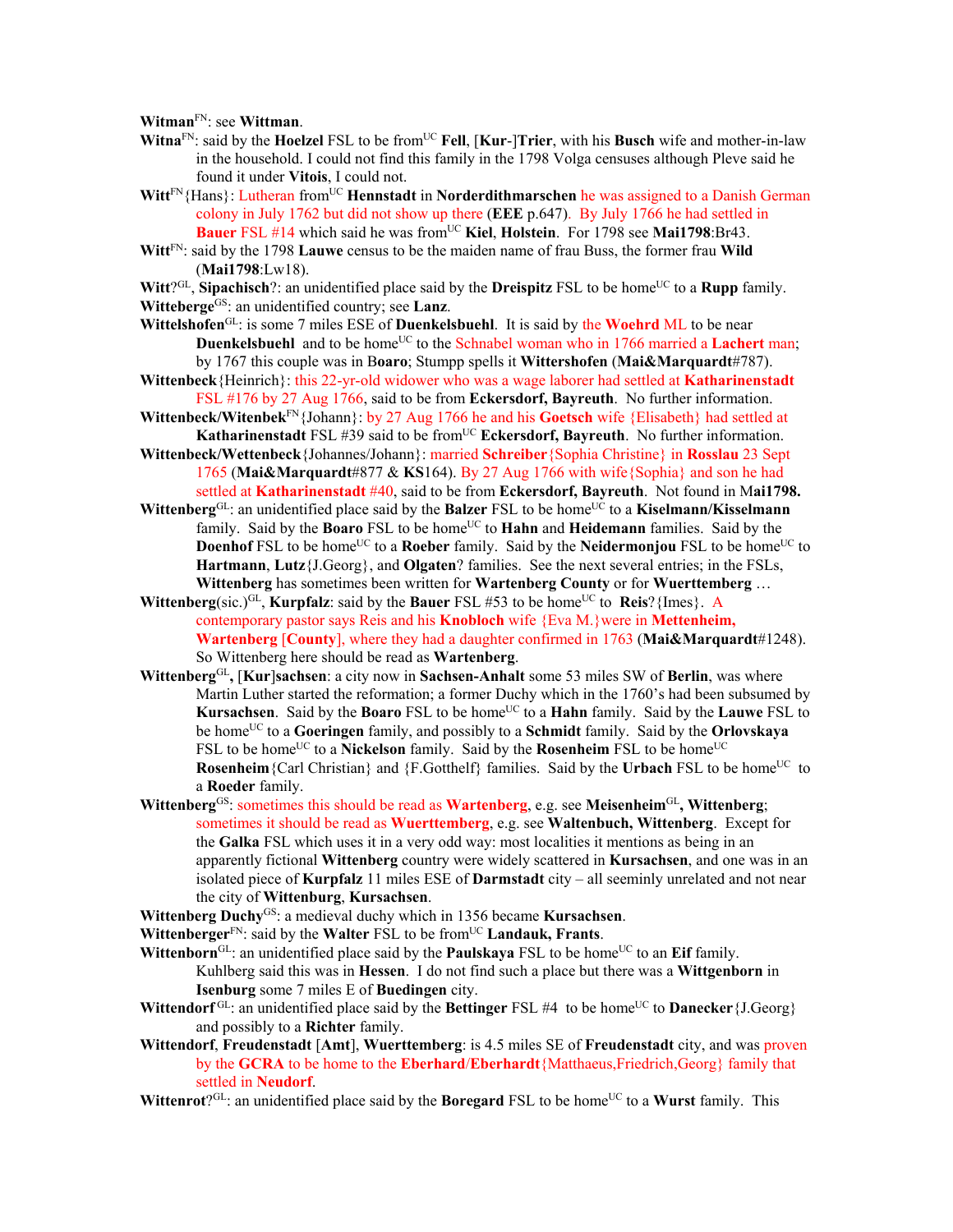**Witman**[FN]: see **Wittman**.

**Witna**[FN]: said by the **Hoelzel** FSL to be from[UC] **Fell**, [**Kur**-]**Trier**, with his **Busch** wife and mother-in-law in the household. I could not find this family in the 1798 Volga censuses although Pleve said he found it under **Vitois**, I could not.

**Witt**[FN]{Hans}: Lutheran from[UC] **Hennstadt** in **Norderdithmarschen** he was assigned to a Danish German colony in July 1762 but did not show up there (**EEE** p.647). By July 1766 he had settled in **Bauer** FSL #14 which said he was from[UC] **Kiel**, **Holstein**. For 1798 see **Mai1798**:Br43.

**Witt**[FN]: said by the 1798 **Lauwe** census to be the maiden name of frau Buss, the former frau **Wild** (**Mai1798**:Lw18).

**Witt**?[GL], **Sipachisch**?: an unidentified place said by the **Dreispitz** FSL to be home[UC] to a **Rupp** family.

**Witteberge**[GS]: an unidentified country; see **Lanz**.

**Wittelshofen**[GL]: is some 7 miles ESE of **Duenkelsbuehl**. It is said by the **Woehrd** ML to be near **Duenkelsbuehl** and to be home[UC] to the Schnabel woman who in 1766 married a **Lachert** man; by 1767 this couple was in Boaro; Stumpp spells it **Wittershofen** (**Mai&Marquardt**#787).

**Wittenbeck**{Heinrich}: this 22-yr-old widower who was a wage laborer had settled at **Katharinenstadt** FSL #176 by 27 Aug 1766, said to be from **Eckersdorf, Bayreuth**. No further information.

**Wittenbeck/Witenbek**[FN]{Johann}: by 27 Aug 1766 he and his **Goetsch** wife {Elisabeth} had settled at **Katharinenstadt** FSL #39 said to be from[UC] **Eckersdorf, Bayreuth**. No further information.

**Wittenbeck/Wettenbeck**{Johannes/Johann}: married **Schreiber**{Sophia Christine} in **Rosslau** 23 Sept 1765 (**Mai&Marquardt**#877 & **KS**164). By 27 Aug 1766 with wife{Sophia} and son he had settled at **Katharinenstadt** #40, said to be from **Eckersdorf, Bayreuth**. Not found in M**ai1798.**

**Wittenberg**[GL]: an unidentified place said by the **Balzer** FSL to be home[UC] to a **Kiselmann/Kisselmann** family. Said by the **Boaro** FSL to be home[UC] to **Hahn** and **Heidemann** families. Said by the **Doenhof** FSL to be home[UC] to a **Roeber** family. Said by the **Neidermonjou** FSL to be home[UC] to **Hartmann**, **Lutz**{J.Georg}, and **Olgaten**? families. See the next several entries; in the FSLs, **Wittenberg** has sometimes been written for **Wartenberg County** or for **Wuerttemberg** …

**Wittenberg**(sic.)[GL], **Kurpfalz**: said by the **Bauer** FSL #53 to be home[UC] to **Reis**?{Imes}. A contemporary pastor says Reis and his **Knobloch** wife {Eva M.}were in **Mettenheim, Wartenberg** [**County**], where they had a daughter confirmed in 1763 (**Mai&Marquardt**#1248). So Wittenberg here should be read as **Wartenberg**.

**Wittenberg**[GL]**,** [**Kur**]**sachsen**: a city now in **Sachsen-Anhalt** some 53 miles SW of **Berlin**, was where Martin Luther started the reformation; a former Duchy which in the 1760's had been subsumed by **Kursachsen**. Said by the **Boaro** FSL to be home[UC] to a **Hahn** family. Said by the **Lauwe** FSL to be home[UC] to a **Goeringen** family, and possibly to a **Schmidt** family. Said by the **Orlovskaya** FSL to be home[UC] to a **Nickelson** family. Said by the **Rosenheim** FSL to be home[UC] **Rosenheim**{Carl Christian} and {F.Gotthelf} families. Said by the **Urbach** FSL to be home[UC] to a **Roeder** family.

**Wittenberg**[GS]: sometimes this should be read as **Wartenberg**, e.g. see **Meisenheim**[GL]**, Wittenberg**; sometimes it should be read as **Wuerttemberg**, e.g. see **Waltenbuch, Wittenberg**. Except for the **Galka** FSL which uses it in a very odd way: most localities it mentions as being in an apparently fictional **Wittenberg** country were widely scattered in **Kursachsen**, and one was in an isolated piece of **Kurpfalz** 11 miles ESE of **Darmstadt** city – all seeminly unrelated and not near the city of **Wittenburg**, **Kursachsen**.

**Wittenberg Duchy**[GS]: a medieval duchy which in 1356 became **Kursachsen**.

**Wittenberger**[FN]: said by the **Walter** FSL to be from[UC] **Landauk, Frants**.

**Wittenborn**[GL]: an unidentified place said by the **Paulskaya** FSL to be home[UC] to an **Eif** family. Kuhlberg said this was in **Hessen**. I do not find such a place but there was a **Wittgenborn** in **Isenburg** some 7 miles E of **Buedingen** city.

**Wittendorf** [GL]: an unidentified place said by the **Bettinger** FSL #4 to be home[UC] to **Danecker**{J.Georg} and possibly to a **Richter** family.

**Wittendorf**, **Freudenstadt** [**Amt**], **Wuerttemberg**: is 4.5 miles SE of **Freudenstadt** city, and was proven by the **GCRA** to be home to the **Eberhard**/**Eberhardt**{Matthaeus,Friedrich,Georg} family that settled in **Neudorf**.

**Wittenrot**?[GL]: an unidentified place said by the **Boregard** FSL to be home[UC] to a **Wurst** family. This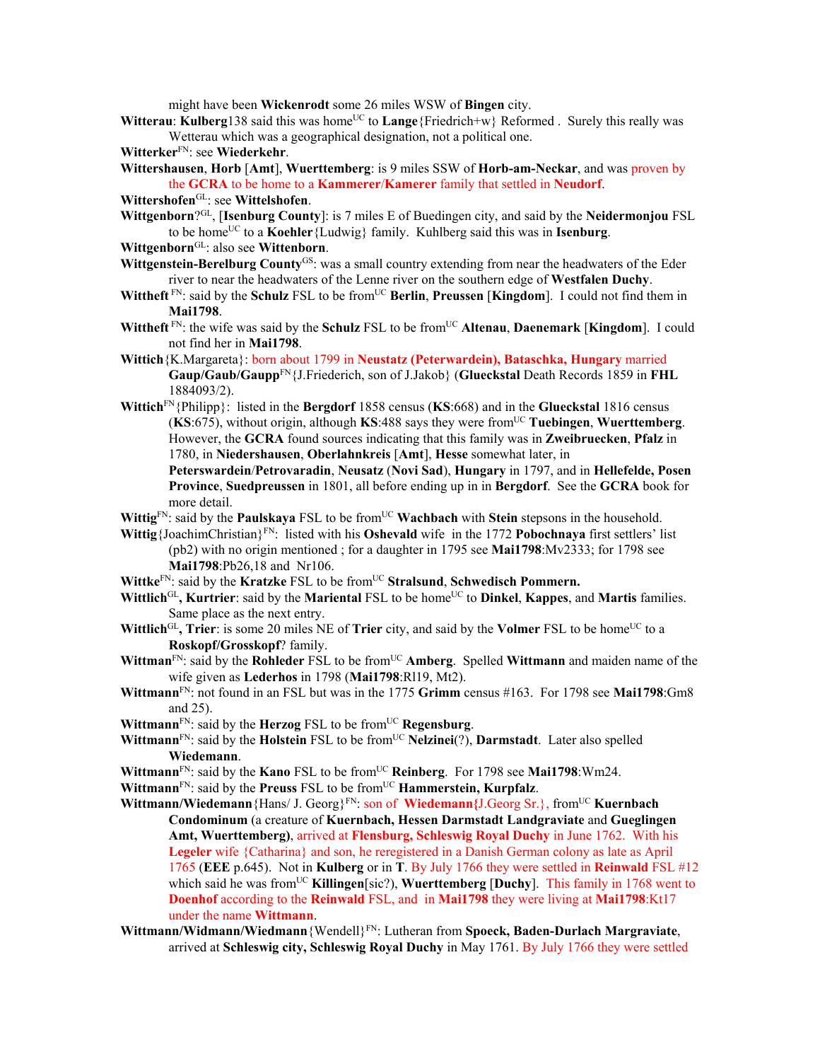might have been **Wickenrodt** some 26 miles WSW of **Bingen** city.

**Witterau**: **Kulberg**138 said this was home[UC] to **Lange**{Friedrich+w} Reformed . Surely this really was Wetterau which was a geographical designation, not a political one.

**Witterker**[FN]: see **Wiederkehr**.

**Wittershausen**, **Horb** [**Amt**], **Wuerttemberg**: is 9 miles SSW of **Horb-am-Neckar**, and was proven by the **GCRA** to be home to a **Kammerer**/**Kamerer** family that settled in **Neudorf**.

**Wittershofen**[GL]: see **Wittelshofen**.

**Wittgenborn**?[GL], [**Isenburg County**]: is 7 miles E of Buedingen city, and said by the **Neidermonjou** FSL to be home[UC] to a **Koehler**{Ludwig} family. Kuhlberg said this was in **Isenburg**.

**Wittgenborn**[GL]: also see **Wittenborn**.

**Wittgenstein-Berelburg County**[GS]: was a small country extending from near the headwaters of the Eder river to near the headwaters of the Lenne river on the southern edge of **Westfalen Duchy**.

**Wittheft** [FN]: said by the **Schulz** FSL to be from[UC] **Berlin**, **Preussen** [**Kingdom**]. I could not find them in **Mai1798**.

**Wittheft** [FN]: the wife was said by the **Schulz** FSL to be from[UC] **Altenau**, **Daenemark** [**Kingdom**]. I could not find her in **Mai1798**.

**Wittich**{K.Margareta}: born about 1799 in **Neustatz (Peterwardein), Bataschka, Hungary** married **Gaup/Gaub/Gaupp**[FN]{J.Friederich, son of J.Jakob} (**Glueckstal** Death Records 1859 in **FHL** 1884093/2).

**Wittich**[FN]{Philipp}: listed in the **Bergdorf** 1858 census (**KS**:668) and in the **Glueckstal** 1816 census (**KS**:675), without origin, although **KS**:488 says they were from[UC] **Tuebingen**, **Wuerttemberg**. However, the **GCRA** found sources indicating that this family was in **Zweibruecken**, **Pfalz** in 1780, in **Niedershausen**, **Oberlahnkreis** [**Amt**], **Hesse** somewhat later, in **Peterswardein**/**Petrovaradin**, **Neusatz** (**Novi Sad**), **Hungary** in 1797, and in **Hellefelde, Posen Province**, **Suedpreussen** in 1801, all before ending up in in **Bergdorf**. See the **GCRA** book for more detail.

**Wittig**[FN]: said by the **Paulskaya** FSL to be from[UC] **Wachbach** with **Stein** stepsons in the household.

**Wittig**{JoachimChristian}[FN]: listed with his **Oshevald** wife in the 1772 **Pobochnaya** first settlers' list (pb2) with no origin mentioned ; for a daughter in 1795 see **Mai1798**:Mv2333; for 1798 see **Mai1798**:Pb26,18 and Nr106.

**Wittke**[FN]: said by the **Kratzke** FSL to be from[UC] **Stralsund**, **Schwedisch Pommern.**

**Wittlich**[GL]**, Kurtrier**: said by the **Mariental** FSL to be home[UC] to **Dinkel**, **Kappes**, and **Martis** families. Same place as the next entry.

**Wittlich**[GL]**, Trier**: is some 20 miles NE of **Trier** city, and said by the **Volmer** FSL to be home[UC] to a **Roskopf/Grosskopf**? family.

**Wittman**[FN]: said by the **Rohleder** FSL to be from[UC] **Amberg**. Spelled **Wittmann** and maiden name of the wife given as **Lederhos** in 1798 (**Mai1798**:Rl19, Mt2).

**Wittmann**[FN]: not found in an FSL but was in the 1775 **Grimm** census #163. For 1798 see **Mai1798**:Gm8 and 25).

**Wittmann**[FN]: said by the **Herzog** FSL to be from[UC] **Regensburg**.

**Wittmann**[FN]: said by the **Holstein** FSL to be from[UC] **Nelzinei**(?), **Darmstadt**. Later also spelled **Wiedemann**.

**Wittmann**[FN]: said by the **Kano** FSL to be from[UC] **Reinberg**. For 1798 see **Mai1798**:Wm24.

**Wittmann**[FN]: said by the **Preuss** FSL to be from[UC] **Hammerstein, Kurpfalz**.

**Wittmann/Wiedemann**{Hans/ J. Georg}[FN]: son of **Wiedemann**{J.Georg Sr.}, from[UC] **Kuernbach Condominum** (a creature of **Kuernbach, Hessen Darmstadt Landgraviate** and **Gueglingen Amt, Wuerttemberg**), arrived at **Flensburg, Schleswig Royal Duchy** in June 1762. With his **Legeler** wife {Catharina} and son, he reregistered in a Danish German colony as late as April 1765 (**EEE** p.645). Not in **Kulberg** or in **T**. By July 1766 they were settled in **Reinwald** FSL #12 which said he was from[UC] **Killingen**[sic?), **Wuerttemberg** [**Duchy**]. This family in 1768 went to **Doenhof** according to the **Reinwald** FSL, and in **Mai1798** they were living at **Mai1798**:Kt17 under the name **Wittmann**.

**Wittmann/Widmann/Wiedmann**{Wendell}[FN]: Lutheran from **Spoeck, Baden-Durlach Margraviate**, arrived at **Schleswig city, Schleswig Royal Duchy** in May 1761. By July 1766 they were settled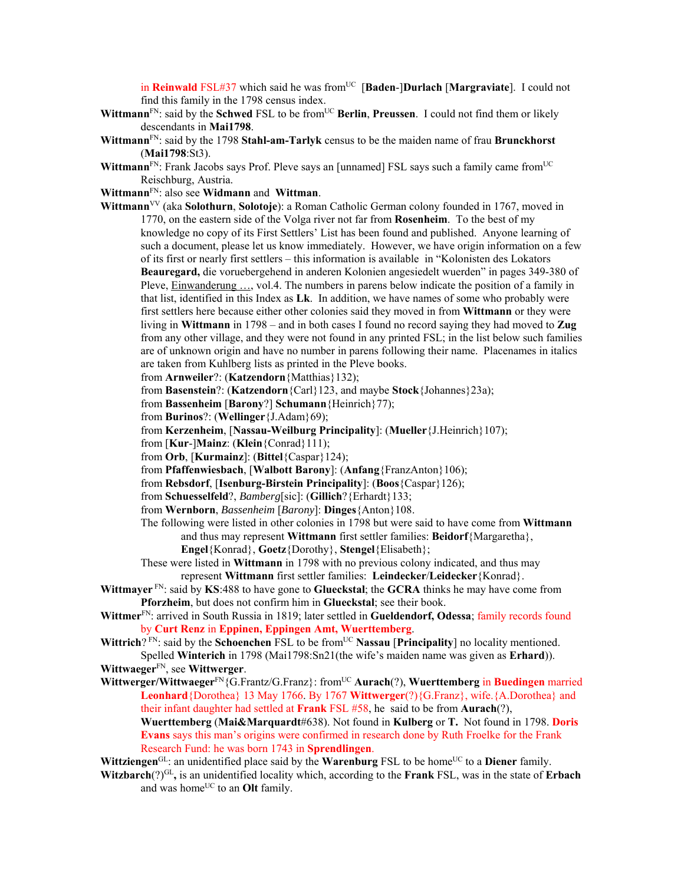in **Reinwald** FSL#37 which said he was from[UC] [**Baden**-]**Durlach** [**Margraviate**]. I could not find this family in the 1798 census index.

**Wittmann**[FN]: said by the **Schwed** FSL to be from[UC] **Berlin**, **Preussen**. I could not find them or likely descendants in **Mai1798**.

**Wittmann**[FN]: said by the 1798 **Stahl-am-Tarlyk** census to be the maiden name of frau **Brunckhorst** (**Mai1798**:St3).

**Wittmann**[FN]: Frank Jacobs says Prof. Pleve says an [unnamed] FSL says such a family came from[UC] Reischburg, Austria.

**Wittmann**[FN]: also see **Widmann** and **Wittman**.

**Wittmann**[VV] (aka **Solothurn**, **Solotoje**): a Roman Catholic German colony founded in 1767, moved in 1770, on the eastern side of the Volga river not far from **Rosenheim**. To the best of my knowledge no copy of its First Settlers' List has been found and published. Anyone learning of such a document, please let us know immediately. However, we have origin information on a few of its first or nearly first settlers – this information is available in "Kolonisten des Lokators **Beauregard,** die voruebergehend in anderen Kolonien angesiedelt wuerden" in pages 349-380 of Pleve, Einwanderung …, vol.4. The numbers in parens below indicate the position of a family in that list, identified in this Index as **Lk**. In addition, we have names of some who probably were first settlers here because either other colonies said they moved in from **Wittmann** or they were living in **Wittmann** in 1798 – and in both cases I found no record saying they had moved to **Zug** from any other village, and they were not found in any printed FSL; in the list below such families are of unknown origin and have no number in parens following their name. Placenames in italics are taken from Kuhlberg lists as printed in the Pleve books.

from **Arnweiler**?: (**Katzendorn**{Matthias}132);
from **Basenstein**?: (**Katzendorn**{Carl}123, and maybe **Stock**{Johannes}23a);
from **Bassenheim** [**Barony**?] **Schumann**{Heinrich}77);
from **Burinos**?: (**Wellinger**{J.Adam}69);
from **Kerzenheim**, [**Nassau-Weilburg Principality**]: (**Mueller**{J.Heinrich}107);
from [**Kur**-]**Mainz**: (**Klein**{Conrad}111);
from **Orb**, [**Kurmainz**]: (**Bittel**{Caspar}124);
from **Pfaffenwiesbach**, [**Walbott Barony**]: (**Anfang**{FranzAnton}106);
from **Rebsdorf**, [**Isenburg-Birstein Principality**]: (**Boos**{Caspar}126);
from **Schuesselfeld**?, *Bamberg*[sic]: (**Gillich**?{Erhardt}133;
from **Wernborn**, *Bassenheim* [*Barony*]: **Dinges**{Anton}108.

The following were listed in other colonies in 1798 but were said to have come from **Wittmann** and thus may represent **Wittmann** first settler families: **Beidorf**{Margaretha}, **Engel**{Konrad}, **Goetz**{Dorothy}, **Stengel**{Elisabeth};

These were listed in **Wittmann** in 1798 with no previous colony indicated, and thus may represent **Wittmann** first settler families: **Leindecker**/**Leidecker**{Konrad}.

**Wittmayer** [FN]: said by **KS**:488 to have gone to **Glueckstal**; the **GCRA** thinks he may have come from **Pforzheim**, but does not confirm him in **Glueckstal**; see their book.

**Wittmer**[FN]: arrived in South Russia in 1819; later settled in **Gueldendorf, Odessa**; family records found by **Curt Renz** in **Eppinen, Eppingen Amt, Wuerttemberg**.

**Wittrich**? [FN]: said by the **Schoenchen** FSL to be from[UC] **Nassau** [**Principality**] no locality mentioned. Spelled **Winterich** in 1798 (Mai1798:Sn21(the wife's maiden name was given as **Erhard**)).

**Wittwaeger**[FN], see **Wittwerger**.

**Wittwerger/Wittwaeger**[FN]{G.Frantz/G.Franz}: from[UC] **Aurach**(?), **Wuerttemberg** in **Buedingen** married **Leonhard**{Dorothea} 13 May 1766. By 1767 **Wittwerger**(?){G.Franz}, wife.{A.Dorothea} and their infant daughter had settled at **Frank** FSL #58, he said to be from **Aurach**(?), **Wuerttemberg** (**Mai&Marquardt**#638). Not found in **Kulberg** or **T.** Not found in 1798. **Doris Evans** says this man's origins were confirmed in research done by Ruth Froelke for the Frank Research Fund: he was born 1743 in **Sprendlingen**.

**Wittziengen**[GL]: an unidentified place said by the **Warenburg** FSL to be home[UC] to a **Diener** family.

**Witzbarch**(?)[GL]**,** is an unidentified locality which, according to the **Frank** FSL, was in the state of **Erbach** and was home[UC] to an **Olt** family.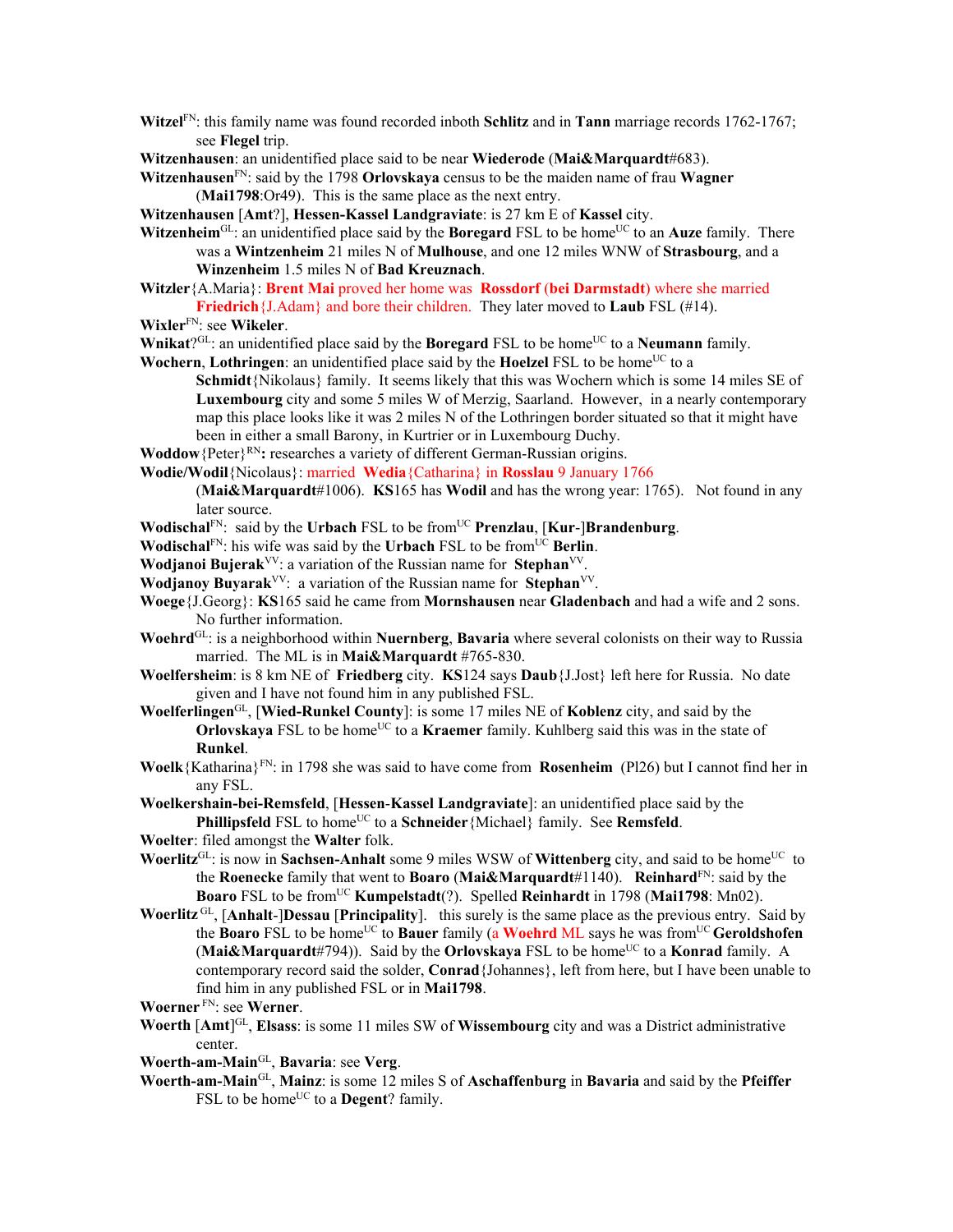**Witzel**[FN]: this family name was found recorded inboth **Schlitz** and in **Tann** marriage records 1762-1767; see **Flegel** trip.

**Witzenhausen**: an unidentified place said to be near **Wiederode** (**Mai&Marquardt**#683).

**Witzenhausen**[FN]: said by the 1798 **Orlovskaya** census to be the maiden name of frau **Wagner** (**Mai1798**:Or49). This is the same place as the next entry.

**Witzenhausen** [**Amt**?], **Hessen-Kassel Landgraviate**: is 27 km E of **Kassel** city.

**Witzenheim**[GL]: an unidentified place said by the **Boregard** FSL to be home[UC] to an **Auze** family. There was a **Wintzenheim** 21 miles N of **Mulhouse**, and one 12 miles WNW of **Strasbourg**, and a **Winzenheim** 1.5 miles N of **Bad Kreuznach**.

**Witzler**{A.Maria}: **Brent Mai** proved her home was **Rossdorf** (**bei Darmstadt**) where she married **Friedrich**{J.Adam} and bore their children. They later moved to **Laub** FSL (#14).

**Wixler**[FN]: see **Wikeler**.

**Wnikat**?[GL]: an unidentified place said by the **Boregard** FSL to be home[UC] to a **Neumann** family.

**Wochern**, **Lothringen**: an unidentified place said by the **Hoelzel** FSL to be home[UC] to a **Schmidt**{Nikolaus} family. It seems likely that this was Wochern which is some 14 miles SE of **Luxembourg** city and some 5 miles W of Merzig, Saarland. However, in a nearly contemporary map this place looks like it was 2 miles N of the Lothringen border situated so that it might have been in either a small Barony, in Kurtrier or in Luxembourg Duchy.

**Woddow**{Peter}[RN]**:** researches a variety of different German-Russian origins.

**Wodie/Wodil**{Nicolaus}: married **Wedia**{Catharina} in **Rosslau** 9 January 1766 (**Mai&Marquardt**#1006). **KS**165 has **Wodil** and has the wrong year: 1765). Not found in any later source.

**Wodischal**[FN]: said by the **Urbach** FSL to be from[UC] **Prenzlau**, [**Kur**-]**Brandenburg**.

**Wodischal**[FN]: his wife was said by the **Urbach** FSL to be from[UC] **Berlin**.

**Wodjanoi Bujerak**[VV]: a variation of the Russian name for **Stephan**[VV].

**Wodjanoy Buyarak**[VV]: a variation of the Russian name for **Stephan**[VV].

**Woege**{J.Georg}: **KS**165 said he came from **Mornshausen** near **Gladenbach** and had a wife and 2 sons. No further information.

**Woehrd**[GL]: is a neighborhood within **Nuernberg**, **Bavaria** where several colonists on their way to Russia married. The ML is in **Mai&Marquardt** #765-830.

**Woelfersheim**: is 8 km NE of **Friedberg** city. **KS**124 says **Daub**{J.Jost} left here for Russia. No date given and I have not found him in any published FSL.

**Woelferlingen**[GL], [**Wied-Runkel County**]: is some 17 miles NE of **Koblenz** city, and said by the **Orlovskaya** FSL to be home[UC] to a **Kraemer** family. Kuhlberg said this was in the state of **Runkel**.

**Woelk**{Katharina}[FN]: in 1798 she was said to have come from **Rosenheim** (Pl26) but I cannot find her in any FSL.

**Woelkershain-bei-Remsfeld**, [**Hessen-Kassel Landgraviate**]: an unidentified place said by the **Phillipsfeld** FSL to home[UC] to a **Schneider**{Michael} family. See **Remsfeld**.

**Woelter**: filed amongst the **Walter** folk.

**Woerlitz**[GL]: is now in **Sachsen-Anhalt** some 9 miles WSW of **Wittenberg** city, and said to be home[UC] to the **Roenecke** family that went to **Boaro** (**Mai&Marquardt**#1140). **Reinhard**[FN]: said by the **Boaro** FSL to be from[UC] **Kumpelstadt**(?). Spelled **Reinhardt** in 1798 (**Mai1798**: Mn02).

**Woerlitz**[GL], [**Anhalt**-]**Dessau** [**Principality**]. this surely is the same place as the previous entry. Said by the **Boaro** FSL to be home[UC] to **Bauer** family (a **Woehrd** ML says he was from[UC] **Geroldshofen** (**Mai&Marquardt**#794)). Said by the **Orlovskaya** FSL to be home[UC] to a **Konrad** family. A contemporary record said the soldier, **Conrad**{Johannes}, left from here, but I have been unable to find him in any published FSL or in **Mai1798**.

**Woerner**[FN]: see **Werner**.

**Woerth** [**Amt**][GL], **Elsass**: is some 11 miles SW of **Wissembourg** city and was a District administrative center.

**Woerth-am-Main**[GL], **Bavaria**: see **Verg**.

**Woerth-am-Main**[GL], **Mainz**: is some 12 miles S of **Aschaffenburg** in **Bavaria** and said by the **Pfeiffer** FSL to be home[UC] to a **Degent**? family.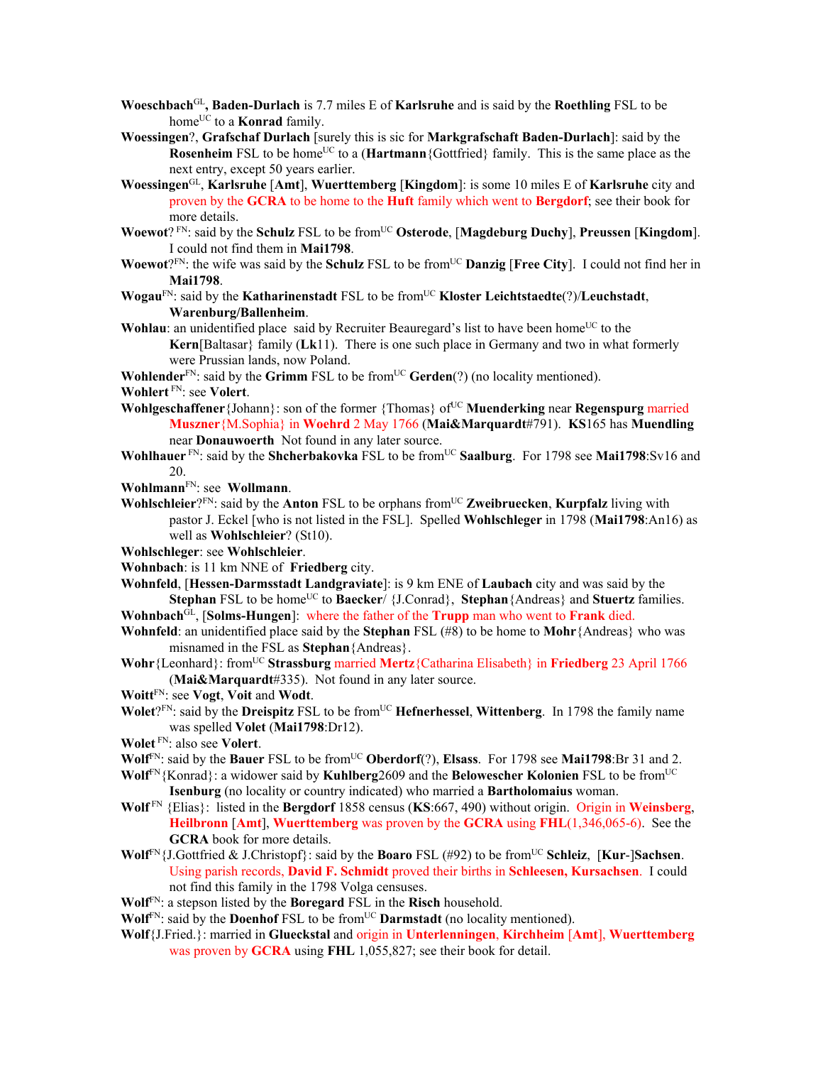**Woeschbach**GL**, Baden-Durlach** is 7.7 miles E of **Karlsruhe** and is said by the **Roethling** FSL to be homeUC to a **Konrad** family.

**Woessingen**?, **Grafschaf Durlach** [surely this is sic for **Markgrafschaft Baden-Durlach**]: said by the **Rosenheim** FSL to be homeUC to a (**Hartmann**{Gottfried} family. This is the same place as the next entry, except 50 years earlier.

**Woessingen**GL, **Karlsruhe** [**Amt**], **Wuerttemberg** [**Kingdom**]: is some 10 miles E of **Karlsruhe** city and proven by the **GCRA** to be home to the **Huft** family which went to **Bergdorf**; see their book for more details.

**Woewot**? FN: said by the **Schulz** FSL to be fromUC **Osterode**, [**Magdeburg Duchy**], **Preussen** [**Kingdom**]. I could not find them in **Mai1798**.

**Woewot**?FN: the wife was said by the **Schulz** FSL to be fromUC **Danzig** [**Free City**]. I could not find her in **Mai1798**.

**Wogau**FN: said by the **Katharinenstadt** FSL to be fromUC **Kloster Leichtstaedte**(?)/**Leuchstadt**, **Warenburg**/**Ballenheim**.

**Wohlau**: an unidentified place said by Recruiter Beauregard's list to have been homeUC to the **Kern**[Baltasar} family (**Lk**11). There is one such place in Germany and two in what formerly were Prussian lands, now Poland.

**Wohlender**FN: said by the **Grimm** FSL to be fromUC **Gerden**(?) (no locality mentioned).

**Wohlert** FN: see **Volert**.

**Wohlgeschaffener**{Johann}: son of the former {Thomas} ofUC **Muenderking** near **Regenspurg** married **Muszner**{M.Sophia} in **Woehrd** 2 May 1766 (**Mai&Marquardt**#791). **KS**165 has **Muendling** near **Donauwoerth** Not found in any later source.

**Wohlhauer** FN: said by the **Shcherbakovka** FSL to be fromUC **Saalburg**. For 1798 see **Mai1798**:Sv16 and 20.

**Wohlmann**FN: see **Wollmann**.

**Wohlschleier**?FN: said by the **Anton** FSL to be orphans fromUC **Zweibruecken**, **Kurpfalz** living with pastor J. Eckel [who is not listed in the FSL]. Spelled **Wohlschleger** in 1798 (**Mai1798**:An16) as well as **Wohlschleier**? (St10).

**Wohlschleger**: see **Wohlschleier**.

**Wohnbach**: is 11 km NNE of **Friedberg** city.

**Wohnfeld**, [**Hessen-Darmsstadt Landgraviate**]: is 9 km ENE of **Laubach** city and was said by the **Stephan** FSL to be homeUC to **Baecker**/ {J.Conrad}, **Stephan**{Andreas} and **Stuertz** families.

**Wohnbach**GL, [**Solms-Hungen**]: where the father of the **Trupp** man who went to **Frank** died.

**Wohnfeld**: an unidentified place said by the **Stephan** FSL (#8) to be home to **Mohr**{Andreas} who was misnamed in the FSL as **Stephan**{Andreas}.

**Wohr**{Leonhard}: fromUC **Strassburg** married **Mertz**{Catharina Elisabeth} in **Friedberg** 23 April 1766 (**Mai&Marquardt**#335). Not found in any later source.

**Woitt**FN: see **Vogt**, **Voit** and **Wodt**.

**Wolet**?FN: said by the **Dreispitz** FSL to be fromUC **Hefnerhessel**, **Wittenberg**. In 1798 the family name was spelled **Volet** (**Mai1798**:Dr12).

**Wolet** FN: also see **Volert**.

**Wolf**FN: said by the **Bauer** FSL to be fromUC **Oberdorf**(?), **Elsass**. For 1798 see **Mai1798**:Br 31 and 2.

**Wolf**FN{Konrad}: a widower said by **Kuhlberg**2609 and the **Belowescher Kolonien** FSL to be fromUC **Isenburg** (no locality or country indicated) who married a **Bartholomaius** woman.

**Wolf** FN {Elias}: listed in the **Bergdorf** 1858 census (**KS**:667, 490) without origin. Origin in **Weinsberg**, **Heilbronn** [**Amt**], **Wuerttemberg** was proven by the **GCRA** using **FHL**(1,346,065-6). See the **GCRA** book for more details.

**Wolf**FN{J.Gottfried & J.Christopf}: said by the **Boaro** FSL (#92) to be fromUC **Schleiz**, [**Kur**-]**Sachsen**. Using parish records, **David F. Schmidt** proved their births in **Schleesen, Kursachsen**. I could not find this family in the 1798 Volga censuses.

**Wolf**FN: a stepson listed by the **Boregard** FSL in the **Risch** household.

**Wolf**FN: said by the **Doenhof** FSL to be fromUC **Darmstadt** (no locality mentioned).

**Wolf**{J.Fried.}: married in **Glueckstal** and origin in **Unterlenningen**, **Kirchheim** [**Amt**], **Wuerttemberg** was proven by **GCRA** using **FHL** 1,055,827; see their book for detail.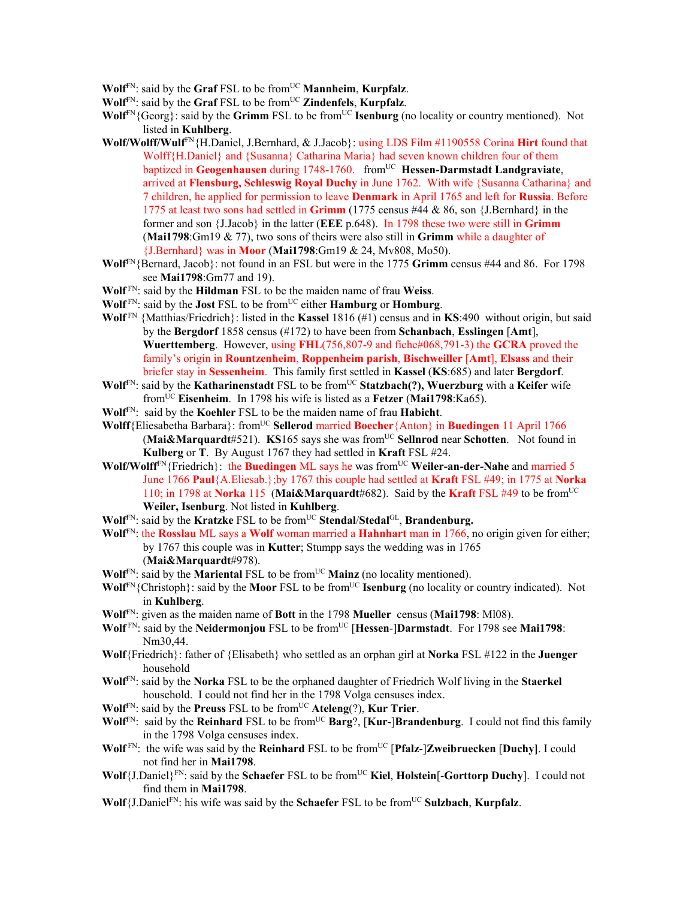**Wolf**[FN]: said by the **Graf** FSL to be from[UC] **Mannheim**, **Kurpfalz**.

**Wolf**[FN]: said by the **Graf** FSL to be from[UC] **Zindenfels**, **Kurpfalz**.

**Wolf**[FN]{Georg}: said by the **Grimm** FSL to be from[UC] **Isenburg** (no locality or country mentioned). Not listed in **Kuhlberg**.

**Wolf/Wolff/Wulf**[FN]{H.Daniel, J.Bernhard, & J.Jacob}: using LDS Film #1190558 Corina **Hirt** found that Wolff{H.Daniel} and {Susanna} Catharina Maria} had seven known children four of them baptized in **Geogenhausen** during 1748-1760. from[UC] **Hessen-Darmstadt Landgraviate**, arrived at **Flensburg, Schleswig Royal Duchy** in June 1762. With wife {Susanna Catharina} and 7 children, he applied for permission to leave **Denmark** in April 1765 and left for **Russia**. Before 1775 at least two sons had settled in **Grimm** (1775 census #44 & 86, son {J.Bernhard} in the former and son {J.Jacob} in the latter (**EEE** p.648). In 1798 these two were still in **Grimm** (**Mai1798**:Gm19 & 77), two sons of theirs were also still in **Grimm** while a daughter of {J.Bernhard} was in **Moor** (**Mai1798**:Gm19 & 24, Mv808, Mo50).

**Wolf**[FN]{Bernard, Jacob}: not found in an FSL but were in the 1775 **Grimm** census #44 and 86. For 1798 see **Mai1798**:Gm77 and 19).

**Wolf**[FN]: said by the **Hildman** FSL to be the maiden name of frau **Weiss**.

**Wolf**[FN]: said by the **Jost** FSL to be from[UC] either **Hamburg** or **Homburg**.

**Wolf**[FN] {Matthias/Friedrich}: listed in the **Kassel** 1816 (#1) census and in **KS**:490 without origin, but said by the **Bergdorf** 1858 census (#172) to have been from **Schanbach**, **Esslingen** [**Amt**], **Wuerttemberg**. However, using **FHL**(756,807-9 and fiche#068,791-3) the **GCRA** proved the family's origin in **Rountzenheim**, **Roppenheim parish**, **Bischweiller** [**Amt**], **Elsass** and their briefer stay in **Sessenheim**. This family first settled in **Kassel** (**KS**:685) and later **Bergdorf**.

**Wolf**[FN]: said by the **Katharinenstadt** FSL to be from[UC] **Statzbach(?), Wuerzburg** with a **Keifer** wife from[UC] **Eisenheim**. In 1798 his wife is listed as a **Fetzer** (**Mai1798**:Ka65).

**Wolf**[FN]: said by the **Koehler** FSL to be the maiden name of frau **Habicht**.

**Wolff**{Eliesabetha Barbara}: from[UC] **Sellerod** married **Boecher**{Anton} in **Buedingen** 11 April 1766 (**Mai&Marquardt**#521). **KS**165 says she was from[UC] **Sellnrod** near **Schotten**. Not found in **Kulberg** or **T**. By August 1767 they had settled in **Kraft** FSL #24.

**Wolf/Wolff**[FN]{Friedrich}: the **Buedingen** ML says he was from[UC] **Weiler-an-der-Nahe** and married 5 June 1766 **Paul**{A.Eliesab.};by 1767 this couple had settled at **Kraft** FSL #49; in 1775 at **Norka** 110; in 1798 at **Norka** 115 (**Mai&Marquardt**#682). Said by the **Kraft** FSL #49 to be from[UC] **Weiler, Isenburg**. Not listed in **Kuhlberg**.

**Wolf**[FN]: said by the **Kratzke** FSL to be from[UC] **Stendal**/**Stedal**[GL], **Brandenburg.**

**Wolf**[FN]: the **Rosslau** ML says a **Wolf** woman married a **Hahnhart** man in 1766, no origin given for either; by 1767 this couple was in **Kutter**; Stumpp says the wedding was in 1765 (**Mai&Marquardt**#978).

**Wolf**[FN]: said by the **Mariental** FSL to be from[UC] **Mainz** (no locality mentioned).

**Wolf**[FN]{Christoph}: said by the **Moor** FSL to be from[UC] **Isenburg** (no locality or country indicated). Not in **Kuhlberg**.

**Wolf**[FN]: given as the maiden name of **Bott** in the 1798 **Mueller** census (**Mai1798**: Ml08).

**Wolf**[FN]: said by the **Neidermonjou** FSL to be from[UC] [**Hessen**-]**Darmstadt**. For 1798 see **Mai1798**: Nm30,44.

**Wolf**{Friedrich}: father of {Elisabeth} who settled as an orphan girl at **Norka** FSL #122 in the **Juenger** household

**Wolf**[FN]: said by the **Norka** FSL to be the orphaned daughter of Friedrich Wolf living in the **Staerkel** household. I could not find her in the 1798 Volga censuses index.

**Wolf**[FN]: said by the **Preuss** FSL to be from[UC] **Ateleng**(?), **Kur Trier**.

**Wolf**[FN]: said by the **Reinhard** FSL to be from[UC] **Barg**?, [**Kur**-]**Brandenburg**. I could not find this family in the 1798 Volga censuses index.

**Wolf**[FN]: the wife was said by the **Reinhard** FSL to be from[UC] [**Pfalz**-]**Zweibruecken** [**Duchy**]. I could not find her in **Mai1798**.

**Wolf**{J.Daniel}[FN]: said by the **Schaefer** FSL to be from[UC] **Kiel**, **Holstein**[-**Gorttorp Duchy**]. I could not find them in **Mai1798**.

**Wolf**{J.Daniel[FN]: his wife was said by the **Schaefer** FSL to be from[UC] **Sulzbach**, **Kurpfalz**.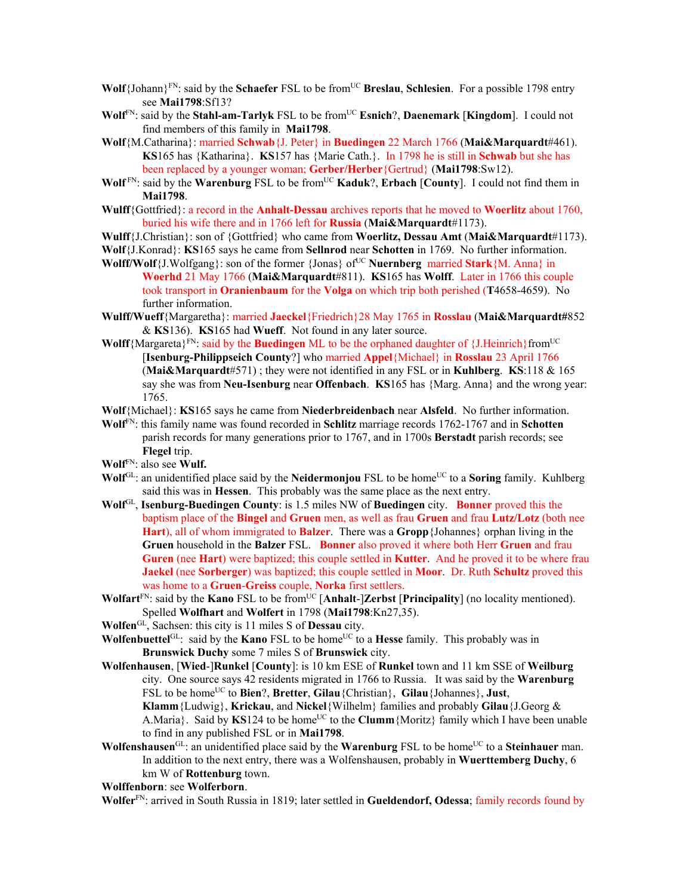**Wolf**{Johann}FN: said by the **Schaefer** FSL to be fromUC **Breslau**, **Schlesien**. For a possible 1798 entry see **Mai1798**:Sf13?

**Wolf**FN: said by the **Stahl-am-Tarlyk** FSL to be fromUC **Esnich**?, **Daenemark** [**Kingdom**]. I could not find members of this family in **Mai1798**.

**Wolf**{M.Catharina}: married **Schwab**{J. Peter} in **Buedingen** 22 March 1766 (**Mai&Marquardt**#461). **KS**165 has {Katharina}. **KS**157 has {Marie Cath.}. In 1798 he is still in **Schwab** but she has been replaced by a younger woman; **Gerber/Herber**{Gertrud} (**Mai1798**:Sw12).

**Wolf** FN: said by the **Warenburg** FSL to be fromUC **Kaduk**?, **Erbach** [**County**]. I could not find them in **Mai1798**.

**Wulff**{Gottfried}: a record in the **Anhalt-Dessau** archives reports that he moved to **Woerlitz** about 1760, buried his wife there and in 1766 left for **Russia** (**Mai&Marquardt**#1173).

**Wulff**{J.Christian}: son of {Gottfried} who came from **Woerlitz, Dessau Amt** (**Mai&Marquardt**#1173).

**Wolf**{J.Konrad}: **KS**165 says he came from **Sellnrod** near **Schotten** in 1769. No further information.

**Wolff/Wolf**{J.Wolfgang}: son of the former {Jonas} ofUC **Nuernberg** married **Stark**{M. Anna} in **Woerhd** 21 May 1766 (**Mai&Marquardt**#811). **KS**165 has **Wolff**. Later in 1766 this couple took transport in **Oranienbaum** for the **Volga** on which trip both perished (**T**4658-4659). No further information.

**Wulff/Wueff**{Margaretha}: married **Jaeckel**{Friedrich}28 May 1765 in **Rosslau** (**Mai&Marquardt#**852 & **KS**136). **KS**165 had **Wueff**. Not found in any later source.

**Wolff**{Margareta}FN: said by the **Buedingen** ML to be the orphaned daughter of {J.Heinrich}fromUC [**Isenburg-Philippseich County**?] who married **Appel**{Michael} in **Rosslau** 23 April 1766 (**Mai&Marquardt**#571) ; they were not identified in any FSL or in **Kuhlberg**. **KS**:118 & 165 say she was from **Neu-Isenburg** near **Offenbach**. **KS**165 has {Marg. Anna} and the wrong year: 1765.

**Wolf**{Michael}: **KS**165 says he came from **Niederbreidenbach** near **Alsfeld**. No further information.

**Wolf**FN: this family name was found recorded in **Schlitz** marriage records 1762-1767 and in **Schotten** parish records for many generations prior to 1767, and in 1700s **Berstadt** parish records; see **Flegel** trip.

**Wolf**FN: also see **Wulf.**

**Wolf**GL: an unidentified place said by the **Neidermonjou** FSL to be homeUC to a **Soring** family. Kuhlberg said this was in **Hessen**. This probably was the same place as the next entry.

**Wolf**GL, **Isenburg-Buedingen County**: is 1.5 miles NW of **Buedingen** city. **Bonner** proved this the baptism place of the **Bingel** and **Gruen** men, as well as frau **Gruen** and frau **Lutz/Lotz** (both nee **Hart**), all of whom immigrated to **Balzer**. There was a **Gropp**{Johannes} orphan living in the **Gruen** household in the **Balzer** FSL. **Bonner** also proved it where both Herr **Gruen** and frau **Guren** (nee **Hart**) were baptized; this couple settled in **Kutter**. And he proved it to be where frau **Jaekel** (nee **Sorberger**) was baptized; this couple settled in **Moor**. Dr. Ruth **Schultz** proved this was home to a **Gruen-Greiss** couple, **Norka** first settlers.

**Wolfart**FN: said by the **Kano** FSL to be fromUC [**Anhalt**-]**Zerbst** [**Principality**] (no locality mentioned). Spelled **Wolfhart** and **Wolfert** in 1798 (**Mai1798**:Kn27,35).

**Wolfen**GL, Sachsen: this city is 11 miles S of **Dessau** city.

**Wolfenbuettel**GL: said by the **Kano** FSL to be homeUC to a **Hesse** family. This probably was in **Brunswick Duchy** some 7 miles S of **Brunswick** city.

**Wolfenhausen**, [**Wied**-]**Runkel** [**County**]: is 10 km ESE of **Runkel** town and 11 km SSE of **Weilburg** city. One source says 42 residents migrated in 1766 to Russia. It was said by the **Warenburg** FSL to be homeUC to **Bien**?, **Bretter**, **Gilau**{Christian}, **Gilau**{Johannes}, **Just**, **Klamm**{Ludwig}, **Krickau**, and **Nickel**{Wilhelm} families and probably **Gilau**{J.Georg & A.Maria}. Said by **KS**124 to be homeUC to the **Clumm**{Moritz} family which I have been unable to find in any published FSL or in **Mai1798**.

**Wolfenshausen**GL: an unidentified place said by the **Warenburg** FSL to be homeUC to a **Steinhauer** man. In addition to the next entry, there was a Wolfenshausen, probably in **Wuerttemberg Duchy**, 6 km W of **Rottenburg** town.

**Wolffenborn**: see **Wolferborn**.

**Wolfer**FN: arrived in South Russia in 1819; later settled in **Gueldendorf, Odessa**; family records found by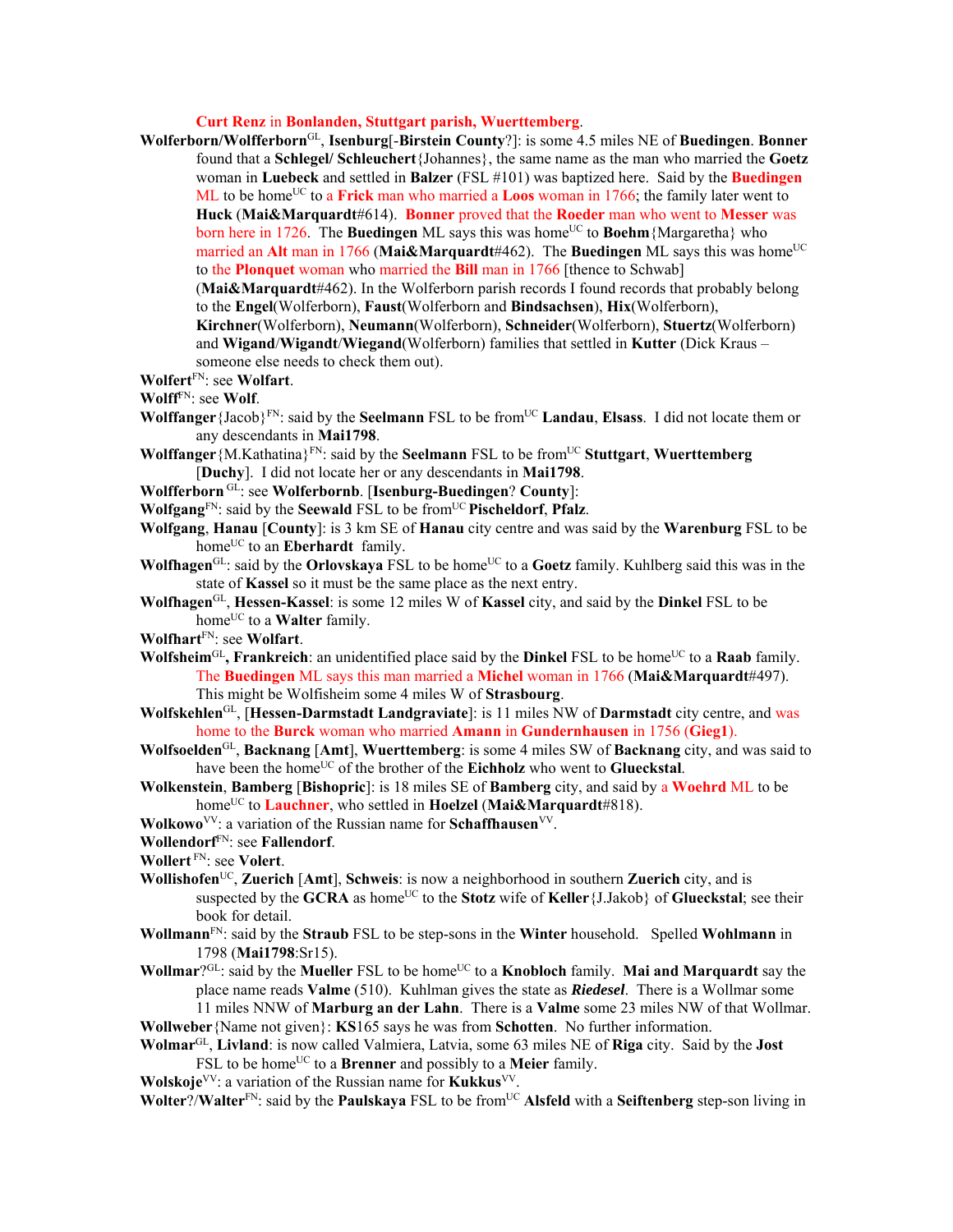**Curt Renz** in **Bonlanden, Stuttgart parish, Wuerttemberg**.

**Wolferborn/Wolfferborn**GL, **Isenburg**[-**Birstein County**?]: is some 4.5 miles NE of **Buedingen**. **Bonner** found that a **Schlegel/ Schleuchert**{Johannes}, the same name as the man who married the **Goetz** woman in **Luebeck** and settled in **Balzer** (FSL #101) was baptized here. Said by the **Buedingen** ML to be homeUC to a **Frick** man who married a **Loos** woman in 1766; the family later went to **Huck** (**Mai&Marquardt**#614). **Bonner** proved that the **Roeder** man who went to **Messer** was born here in 1726. The **Buedingen** ML says this was homeUC to **Boehm**{Margaretha} who married an **Alt** man in 1766 (**Mai&Marquardt**#462). The **Buedingen** ML says this was homeUC to the **Plonquet** woman who married the **Bill** man in 1766 [thence to Schwab] (**Mai&Marquardt**#462). In the Wolferborn parish records I found records that probably belong to the **Engel**(Wolferborn), **Faust**(Wolferborn and **Bindsachsen**), **Hix**(Wolferborn), **Kirchner**(Wolferborn), **Neumann**(Wolferborn), **Schneider**(Wolferborn), **Stuertz**(Wolferborn) and **Wigand**/**Wigandt**/**Wiegand**(Wolferborn) families that settled in **Kutter** (Dick Kraus – someone else needs to check them out).

**Wolfert**FN: see **Wolfart**.

**Wolff**FN: see **Wolf**.

**Wolffanger**{Jacob}FN: said by the **Seelmann** FSL to be fromUC **Landau**, **Elsass**. I did not locate them or any descendants in **Mai1798**.

**Wolffanger**{M.Kathatina}FN: said by the **Seelmann** FSL to be fromUC **Stuttgart**, **Wuerttemberg** [**Duchy**]. I did not locate her or any descendants in **Mai1798**.

**Wolfferborn** GL: see **Wolferbornb**. [**Isenburg-Buedingen**? **County**]:

**Wolfgang**FN: said by the **Seewald** FSL to be fromUC **Pischeldorf**, **Pfalz**.

**Wolfgang**, **Hanau** [**County**]: is 3 km SE of **Hanau** city centre and was said by the **Warenburg** FSL to be homeUC to an **Eberhardt** family.

**Wolfhagen**GL: said by the **Orlovskaya** FSL to be homeUC to a **Goetz** family. Kuhlberg said this was in the state of **Kassel** so it must be the same place as the next entry.

**Wolfhagen**GL, **Hessen-Kassel**: is some 12 miles W of **Kassel** city, and said by the **Dinkel** FSL to be homeUC to a **Walter** family.

**Wolfhart**FN: see **Wolfart**.

**Wolfsheim**GL**, Frankreich**: an unidentified place said by the **Dinkel** FSL to be homeUC to a **Raab** family. The **Buedingen** ML says this man married a **Michel** woman in 1766 (**Mai&Marquardt**#497). This might be Wolfisheim some 4 miles W of **Strasbourg**.

**Wolfskehlen**GL, [**Hessen-Darmstadt Landgraviate**]: is 11 miles NW of **Darmstadt** city centre, and was home to the **Burck** woman who married **Amann** in **Gundernhausen** in 1756 (**Gieg1**).

**Wolfsoelden**GL, **Backnang** [**Amt**], **Wuerttemberg**: is some 4 miles SW of **Backnang** city, and was said to have been the homeUC of the brother of the **Eichholz** who went to **Glueckstal**.

**Wolkenstein**, **Bamberg** [**Bishopric**]: is 18 miles SE of **Bamberg** city, and said by a **Woehrd** ML to be homeUC to **Lauchner**, who settled in **Hoelzel** (**Mai&Marquardt**#818).

**Wolkowo**VV: a variation of the Russian name for **Schaffhausen**VV.

**Wollendorf**FN: see **Fallendorf**.

**Wollert** FN: see **Volert**.

**Wollishofen**UC, **Zuerich** [**Amt**], **Schweis**: is now a neighborhood in southern **Zuerich** city, and is suspected by the **GCRA** as homeUC to the **Stotz** wife of **Keller**{J.Jakob} of **Glueckstal**; see their book for detail.

**Wollmann**FN: said by the **Straub** FSL to be step-sons in the **Winter** household. Spelled **Wohlmann** in 1798 (**Mai1798**:Sr15).

**Wollmar**?GL: said by the **Mueller** FSL to be homeUC to a **Knobloch** family. **Mai and Marquardt** say the place name reads **Valme** (510). Kuhlman gives the state as ***Riedesel***. There is a Wollmar some 11 miles NNW of **Marburg an der Lahn**. There is a **Valme** some 23 miles NW of that Wollmar.

**Wollweber**{Name not given}: **KS**165 says he was from **Schotten**. No further information.

**Wolmar**GL, **Livland**: is now called Valmiera, Latvia, some 63 miles NE of **Riga** city. Said by the **Jost** FSL to be homeUC to a **Brenner** and possibly to a **Meier** family.

**Wolskoje**VV: a variation of the Russian name for **Kukkus**VV.

**Wolter**?/**Walter**FN: said by the **Paulskaya** FSL to be fromUC **Alsfeld** with a **Seiftenberg** step-son living in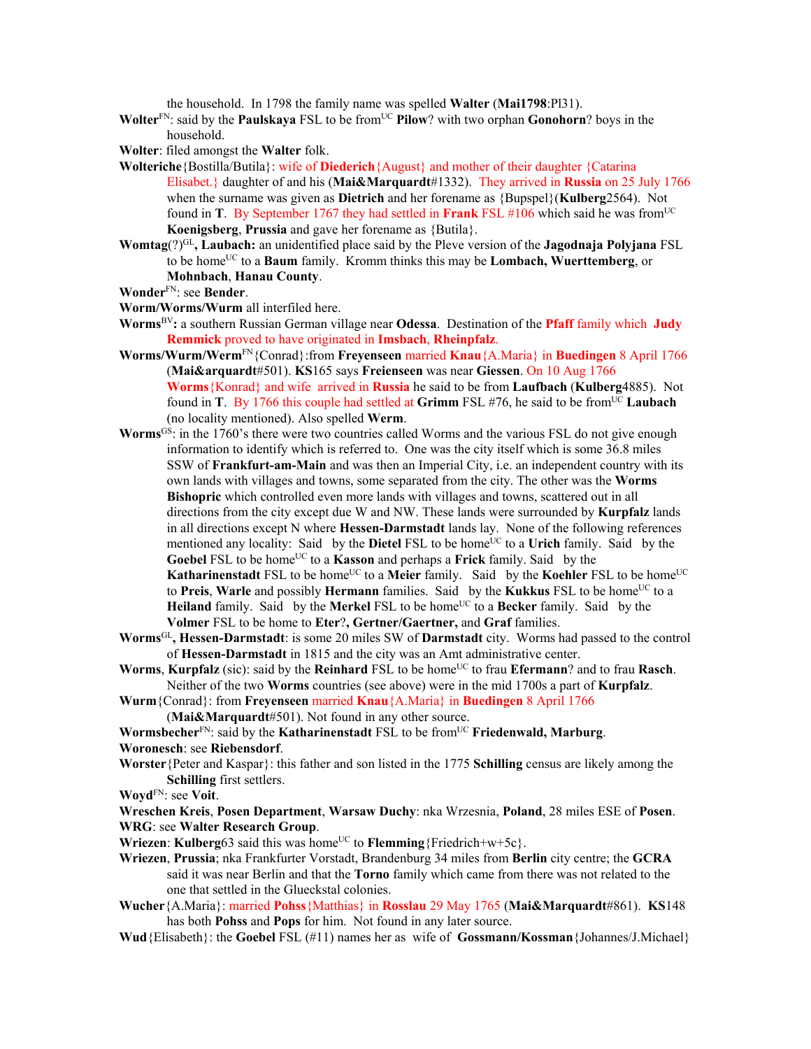the household. In 1798 the family name was spelled **Walter** (**Mai1798**:Pl31).

**Wolter**FN: said by the **Paulskaya** FSL to be fromUC **Pilow**? with two orphan **Gonohorn**? boys in the household.

**Wolter**: filed amongst the **Walter** folk.

**Wolteriche**{Bostilla/Butila}: wife of **Diederich**{August} and mother of their daughter {Catarina Elisabet.} daughter of and his (**Mai&Marquardt**#1332). They arrived in **Russia** on 25 July 1766 when the surname was given as **Dietrich** and her forename as {Bupspel}(**Kulberg**2564). Not found in **T**. By September 1767 they had settled in **Frank** FSL #106 which said he was fromUC **Koenigsberg**, **Prussia** and gave her forename as {Butila}.

**Womtag**(?)GL**, Laubach:** an unidentified place said by the Pleve version of the **Jagodnaja Polyjana** FSL to be homeUC to a **Baum** family. Kromm thinks this may be **Lombach, Wuerttemberg**, or **Mohnbach**, **Hanau County**.

**Wonder**FN: see **Bender**.

**Worm/Worms/Wurm** all interfiled here.

**Worms**BV**:** a southern Russian German village near **Odessa**. Destination of the **Pfaff** family which **Judy Remmick** proved to have originated in **Imsbach**, **Rheinpfalz**.

**Worms/Wurm/Werm**FN{Conrad}:from **Freyenseen** married **Knau**{A.Maria} in **Buedingen** 8 April 1766 (**Mai&arquardt**#501). **KS**165 says **Freienseen** was near **Giessen**. On 10 Aug 1766 **Worms**{Konrad} and wife arrived in **Russia** he said to be from **Laufbach** (**Kulberg**4885). Not found in **T**. By 1766 this couple had settled at **Grimm** FSL #76, he said to be fromUC **Laubach** (no locality mentioned). Also spelled **Werm**.

**Worms**GS: in the 1760's there were two countries called Worms and the various FSL do not give enough information to identify which is referred to. One was the city itself which is some 36.8 miles SSW of **Frankfurt-am-Main** and was then an Imperial City, i.e. an independent country with its own lands with villages and towns, some separated from the city. The other was the **Worms Bishopric** which controlled even more lands with villages and towns, scattered out in all directions from the city except due W and NW. These lands were surrounded by **Kurpfalz** lands in all directions except N where **Hessen-Darmstadt** lands lay. None of the following references mentioned any locality: Said by the **Dietel** FSL to be homeUC to a **Urich** family. Said by the **Goebel** FSL to be homeUC to a **Kasson** and perhaps a **Frick** family. Said by the **Katharinenstadt** FSL to be homeUC to a **Meier** family. Said by the **Koehler** FSL to be homeUC to **Preis**, **Warle** and possibly **Hermann** families. Said by the **Kukkus** FSL to be homeUC to a **Heiland** family. Said by the **Merkel** FSL to be homeUC to a **Becker** family. Said by the **Volmer** FSL to be home to **Eter**?, **Gertner/Gaertner,** and **Graf** families.

**Worms**GL**, Hessen-Darmstadt**: is some 20 miles SW of **Darmstadt** city. Worms had passed to the control of **Hessen-Darmstadt** in 1815 and the city was an Amt administrative center.

**Worms**, **Kurpfalz** (sic): said by the **Reinhard** FSL to be homeUC to frau **Efermann**? and to frau **Rasch**. Neither of the two **Worms** countries (see above) were in the mid 1700s a part of **Kurpfalz**.

**Wurm**{Conrad}: from **Freyenseen** married **Knau**{A.Maria} in **Buedingen** 8 April 1766 (**Mai&Marquardt**#501). Not found in any other source.

**Wormsbecher**FN: said by the **Katharinenstadt** FSL to be fromUC **Friedenwald, Marburg**.

**Woronesch**: see **Riebensdorf**.

**Worster**{Peter and Kaspar}: this father and son listed in the 1775 **Schilling** census are likely among the **Schilling** first settlers.

**Woyd**FN: see **Voit**.

**Wreschen Kreis**, **Posen Department**, **Warsaw Duchy**: nka Wrzesnia, **Poland**, 28 miles ESE of **Posen**.

**WRG**: see **Walter Research Group**.

**Wriezen**: **Kulberg**63 said this was homeUC to **Flemming**{Friedrich+w+5c}.

**Wriezen**, **Prussia**; nka Frankfurter Vorstadt, Brandenburg 34 miles from **Berlin** city centre; the **GCRA** said it was near Berlin and that the **Torno** family which came from there was not related to the one that settled in the Glueckstal colonies.

**Wucher**{A.Maria}: married **Pohss**{Matthias} in **Rosslau** 29 May 1765 (**Mai&Marquardt**#861). **KS**148 has both **Pohss** and **Pops** for him. Not found in any later source.

**Wud**{Elisabeth}: the **Goebel** FSL (#11) names her as wife of **Gossmann/Kossman**{Johannes/J.Michael}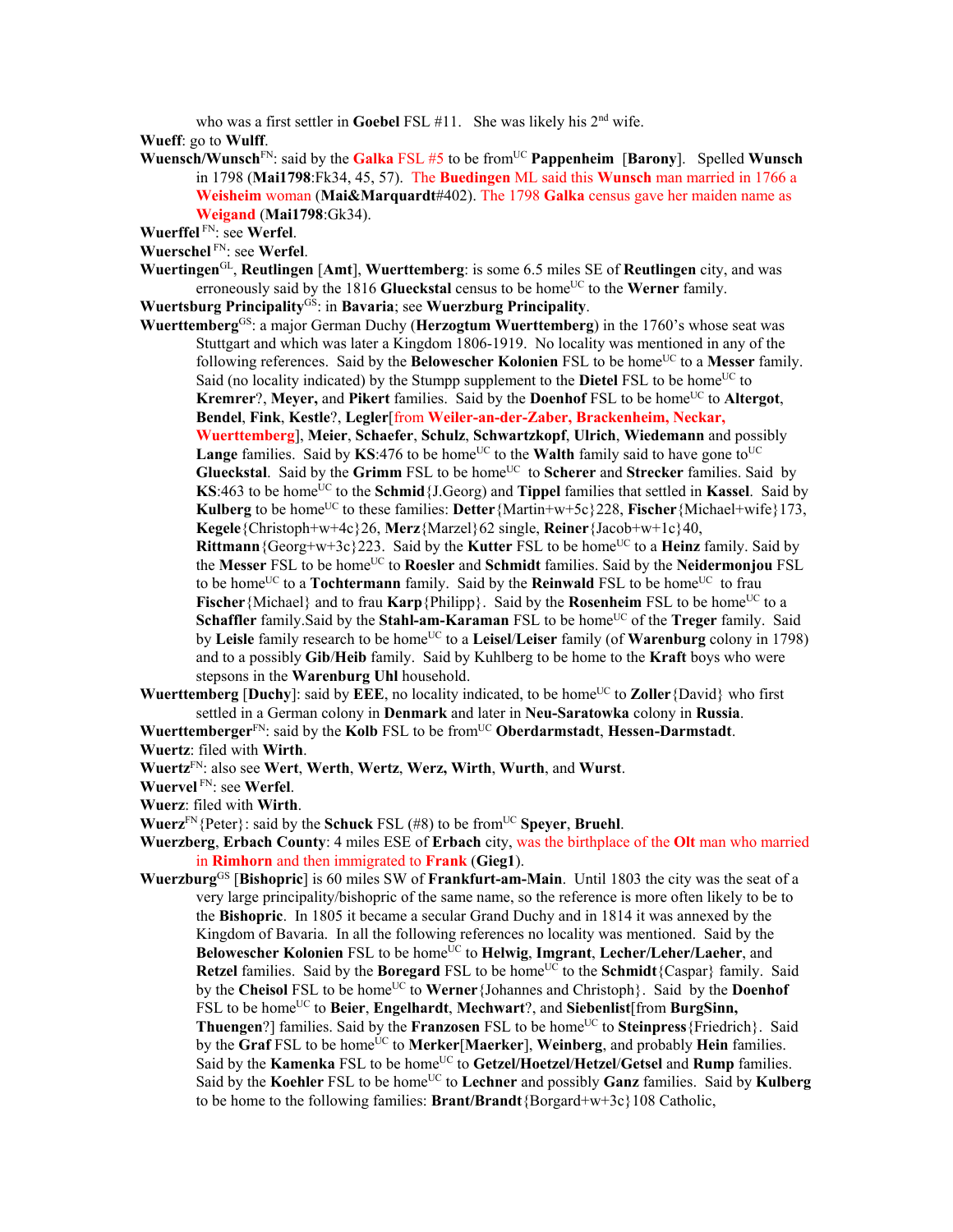who was a first settler in **Goebel** FSL #11. She was likely his 2nd wife.

**Wueff**: go to **Wulff**.

**Wuensch/Wunsch**FN: said by the **Galka** FSL #5 to be fromUC **Pappenheim** [**Barony**]. Spelled **Wunsch** in 1798 (**Mai1798**:Fk34, 45, 57). The **Buedingen** ML said this **Wunsch** man married in 1766 a **Weisheim** woman (**Mai&Marquardt**#402). The 1798 **Galka** census gave her maiden name as **Weigand** (**Mai1798**:Gk34).

**Wuerffel** FN: see **Werfel**.

**Wuerschel** FN: see **Werfel**.

**Wuertingen**GL, **Reutlingen** [**Amt**], **Wuerttemberg**: is some 6.5 miles SE of **Reutlingen** city, and was erroneously said by the 1816 **Glueckstal** census to be homeUC to the **Werner** family.

**Wuertsburg Principality**GS: in **Bavaria**; see **Wuerzburg Principality**.

**Wuerttemberg**GS: a major German Duchy (**Herzogtum Wuerttemberg**) in the 1760's whose seat was Stuttgart and which was later a Kingdom 1806-1919. No locality was mentioned in any of the following references. Said by the **Belowescher Kolonien** FSL to be homeUC to a **Messer** family. Said (no locality indicated) by the Stumpp supplement to the **Dietel** FSL to be homeUC to **Kremrer**?, **Meyer,** and **Pikert** families. Said by the **Doenhof** FSL to be homeUC to **Altergot**, **Bendel**, **Fink**, **Kestle**?, **Legler**[from **Weiler-an-der-Zaber, Brackenheim, Neckar, Wuerttemberg**], **Meier**, **Schaefer**, **Schulz**, **Schwartzkopf**, **Ulrich**, **Wiedemann** and possibly **Lange** families. Said by **KS**:476 to be homeUC to the **Walth** family said to have gone toUC **Glueckstal**. Said by the **Grimm** FSL to be homeUC to **Scherer** and **Strecker** families. Said by **KS**:463 to be homeUC to the **Schmid**{J.Georg} and **Tippel** families that settled in **Kassel**. Said by **Kulberg** to be homeUC to these families: **Detter**{Martin+w+5c}228, **Fischer**{Michael+wife}173, **Kegele**{Christoph+w+4c}26, **Merz**{Marzel}62 single, **Reiner**{Jacob+w+1c}40, **Rittmann**{Georg+w+3c}223. Said by the **Kutter** FSL to be homeUC to a **Heinz** family. Said by the **Messer** FSL to be homeUC to **Roesler** and **Schmidt** families. Said by the **Neidermonjou** FSL to be homeUC to a **Tochtermann** family. Said by the **Reinwald** FSL to be homeUC to frau **Fischer**{Michael} and to frau **Karp**{Philipp}. Said by the **Rosenheim** FSL to be homeUC to a **Schaffler** family.Said by the **Stahl-am-Karaman** FSL to be homeUC of the **Treger** family. Said by **Leisle** family research to be homeUC to a **Leisel**/**Leiser** family (of **Warenburg** colony in 1798) and to a possibly **Gib**/**Heib** family. Said by Kuhlberg to be home to the **Kraft** boys who were stepsons in the **Warenburg Uhl** household.

**Wuerttemberg** [**Duchy**]: said by **EEE**, no locality indicated, to be homeUC to **Zoller**{David} who first settled in a German colony in **Denmark** and later in **Neu-Saratowka** colony in **Russia**.

**Wuerttemberger**FN: said by the **Kolb** FSL to be fromUC **Oberdarmstadt**, **Hessen-Darmstadt**.

**Wuertz**: filed with **Wirth**.

**Wuertz**FN: also see **Wert**, **Werth**, **Wertz**, **Werz, Wirth**, **Wurth**, and **Wurst**.

**Wuervel** FN: see **Werfel**.

**Wuerz**: filed with **Wirth**.

**Wuerz**FN{Peter}: said by the **Schuck** FSL (#8) to be fromUC **Speyer**, **Bruehl**.

**Wuerzberg**, **Erbach County**: 4 miles ESE of **Erbach** city, was the birthplace of the **Olt** man who married in **Rimhorn** and then immigrated to **Frank** (**Gieg1**).

**Wuerzburg**GS [**Bishopric**] is 60 miles SW of **Frankfurt-am-Main**. Until 1803 the city was the seat of a very large principality/bishopric of the same name, so the reference is more often likely to be to the **Bishopric**. In 1805 it became a secular Grand Duchy and in 1814 it was annexed by the Kingdom of Bavaria. In all the following references no locality was mentioned. Said by the **Belowescher Kolonien** FSL to be homeUC to **Helwig**, **Imgrant**, **Lecher/Leher/Laeher**, and **Retzel** families. Said by the **Boregard** FSL to be homeUC to the **Schmidt**{Caspar} family. Said by the **Cheisol** FSL to be homeUC to **Werner**{Johannes and Christoph}. Said by the **Doenhof** FSL to be homeUC to **Beier**, **Engelhardt**, **Mechwart**?, and **Siebenlist**[from **BurgSinn, Thuengen**?] families. Said by the **Franzosen** FSL to be homeUC to **Steinpress**{Friedrich}. Said by the **Graf** FSL to be homeUC to **Merker**[**Maerker**], **Weinberg**, and probably **Hein** families. Said by the **Kamenka** FSL to be homeUC to **Getzel/Hoetzel**/**Hetzel**/**Getsel** and **Rump** families. Said by the **Koehler** FSL to be homeUC to **Lechner** and possibly **Ganz** families. Said by **Kulberg** to be home to the following families: **Brant/Brandt**{Borgard+w+3c}108 Catholic,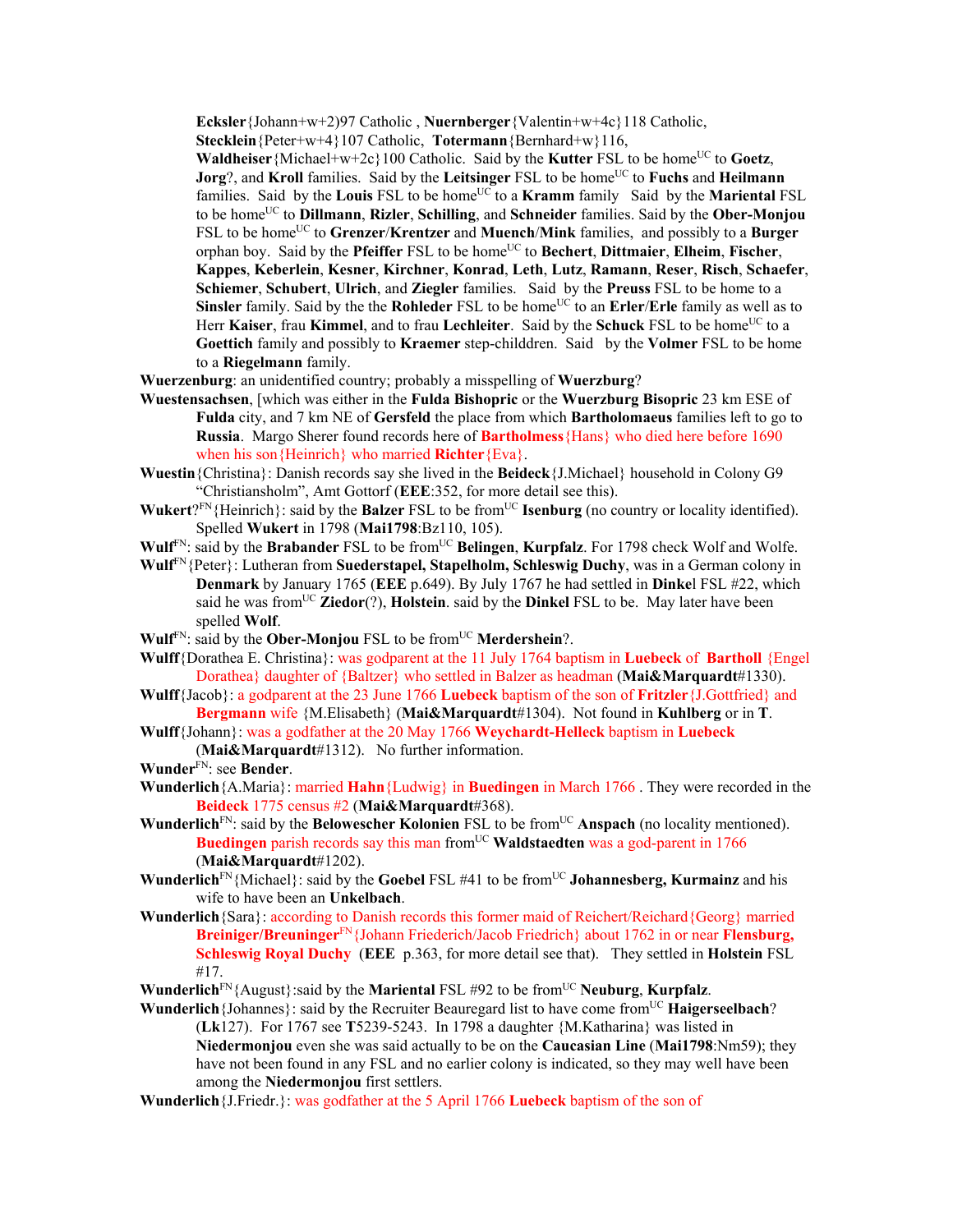**Ecksler**{Johann+w+2}97 Catholic , **Nuernberger**{Valentin+w+4c}118 Catholic, **Stecklein**{Peter+w+4}107 Catholic, **Totermann**{Bernhard+w}116, **Waldheiser**{Michael+w+2c}100 Catholic. Said by the **Kutter** FSL to be home[UC] to **Goetz**, **Jorg**?, and **Kroll** families. Said by the **Leitsinger** FSL to be home[UC] to **Fuchs** and **Heilmann** families. Said by the **Louis** FSL to be home[UC] to a **Kramm** family Said by the **Mariental** FSL to be home[UC] to **Dillmann**, **Rizler**, **Schilling**, and **Schneider** families. Said by the **Ober-Monjou** FSL to be home[UC] to **Grenzer**/**Krentzer** and **Muench**/**Mink** families, and possibly to a **Burger** orphan boy. Said by the **Pfeiffer** FSL to be home[UC] to **Bechert**, **Dittmaier**, **Elheim**, **Fischer**, **Kappes**, **Keberlein**, **Kesner**, **Kirchner**, **Konrad**, **Leth**, **Lutz**, **Ramann**, **Reser**, **Risch**, **Schaefer**, **Schiemer**, **Schubert**, **Ulrich**, and **Ziegler** families. Said by the **Preuss** FSL to be home to a **Sinsler** family. Said by the the **Rohleder** FSL to be home[UC] to an **Erler**/**Erle** family as well as to Herr **Kaiser**, frau **Kimmel**, and to frau **Lechleiter**. Said by the **Schuck** FSL to be home[UC] to a **Goettich** family and possibly to **Kraemer** step-childdren. Said by the **Volmer** FSL to be home to a **Riegelmann** family.

**Wuerzenburg**: an unidentified country; probably a misspelling of **Wuerzburg**?

**Wuestensachsen**, [which was either in the **Fulda Bishopric** or the **Wuerzburg Bisopric** 23 km ESE of **Fulda** city, and 7 km NE of **Gersfeld** the place from which **Bartholomaeus** families left to go to **Russia**. Margo Sherer found records here of **Bartholmess**{Hans} who died here before 1690 when his son{Heinrich} who married **Richter**{Eva}.

**Wuestin**{Christina}: Danish records say she lived in the **Beideck**{J.Michael} household in Colony G9 "Christiansholm", Amt Gottorf (**EEE**:352, for more detail see this).

**Wukert**?[FN]{Heinrich}: said by the **Balzer** FSL to be from[UC] **Isenburg** (no country or locality identified). Spelled **Wukert** in 1798 (**Mai1798**:Bz110, 105).

**Wulf**[FN]: said by the **Brabander** FSL to be from[UC] **Belingen**, **Kurpfalz**. For 1798 check Wolf and Wolfe.

**Wulf**[FN]{Peter}: Lutheran from **Suederstapel, Stapelholm, Schleswig Duchy**, was in a German colony in **Denmark** by January 1765 (**EEE** p.649). By July 1767 he had settled in **Dinke**l FSL #22, which said he was from[UC] **Ziedor**(?), **Holstein**. said by the **Dinkel** FSL to be. May later have been spelled **Wolf**.

**Wulf**[FN]: said by the **Ober-Monjou** FSL to be from[UC] **Merdershein**?.

**Wulff**{Dorathea E. Christina}: was godparent at the 11 July 1764 baptism in **Luebeck** of **Bartholl** {Engel Dorathea} daughter of {Baltzer} who settled in Balzer as headman (**Mai&Marquardt**#1330).

**Wulff**{Jacob}: a godparent at the 23 June 1766 **Luebeck** baptism of the son of **Fritzler**{J.Gottfried} and **Bergmann** wife {M.Elisabeth} (**Mai&Marquardt**#1304). Not found in **Kuhlberg** or in **T**.

**Wulff**{Johann}: was a godfather at the 20 May 1766 **Weychardt-Helleck** baptism in **Luebeck** (**Mai&Marquardt**#1312). No further information.

**Wunder**[FN]: see **Bender**.

**Wunderlich**{A.Maria}: married **Hahn**{Ludwig} in **Buedingen** in March 1766 . They were recorded in the **Beideck** 1775 census #2 (**Mai&Marquardt**#368).

**Wunderlich**[FN]: said by the **Belowescher Kolonien** FSL to be from[UC] **Anspach** (no locality mentioned). **Buedingen** parish records say this man from[UC] **Waldstaedten** was a god-parent in 1766 (**Mai&Marquardt**#1202).

**Wunderlich**[FN]{Michael}: said by the **Goebel** FSL #41 to be from[UC] **Johannesberg, Kurmainz** and his wife to have been an **Unkelbach**.

**Wunderlich**{Sara}: according to Danish records this former maid of Reichert/Reichard{Georg} married **Breiniger/Breuninger**[FN]{Johann Friederich/Jacob Friedrich} about 1762 in or near **Flensburg, Schleswig Royal Duchy** (**EEE** p.363, for more detail see that). They settled in **Holstein** FSL #17.

**Wunderlich**[FN]{August}:said by the **Mariental** FSL #92 to be from[UC] **Neuburg**, **Kurpfalz**.

**Wunderlich**{Johannes}: said by the Recruiter Beauregard list to have come from[UC] **Haigerseelbach**? (**Lk**127). For 1767 see **T**5239-5243. In 1798 a daughter {M.Katharina} was listed in **Niedermonjou** even she was said actually to be on the **Caucasian Line** (**Mai1798**:Nm59); they have not been found in any FSL and no earlier colony is indicated, so they may well have been among the **Niedermonjou** first settlers.

**Wunderlich**{J.Friedr.}: was godfather at the 5 April 1766 **Luebeck** baptism of the son of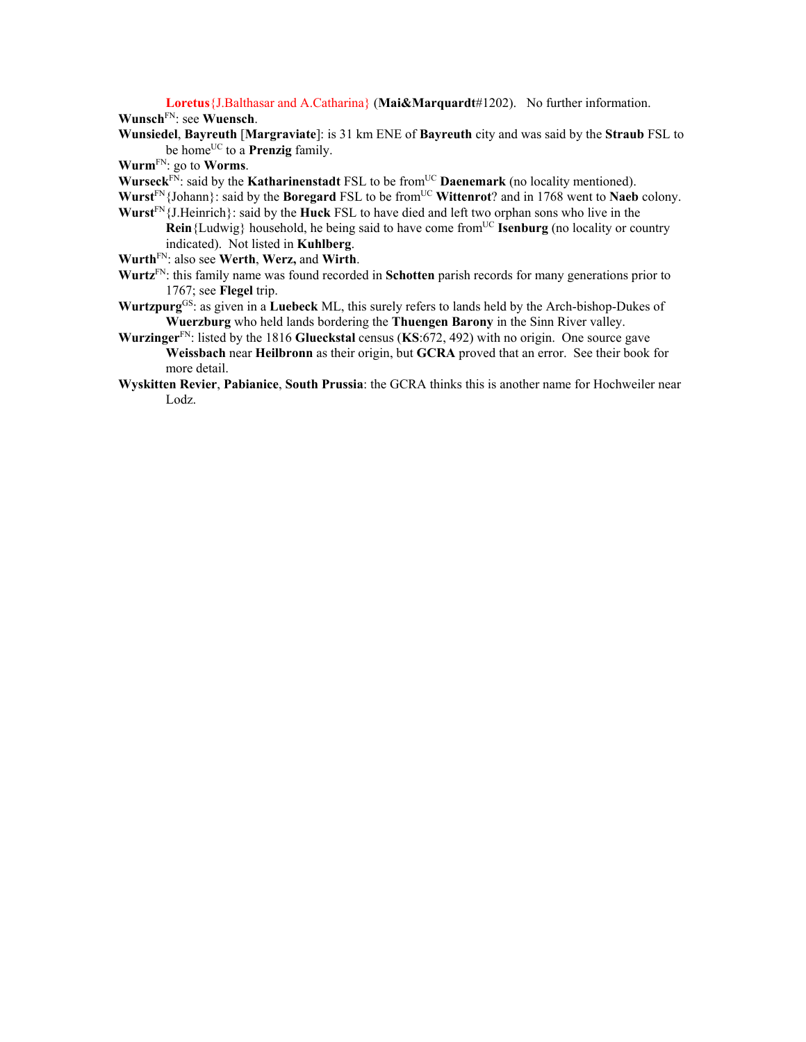**Loretus**{J.Balthasar and A.Catharina} (**Mai&Marquardt**#1202). No further information.

**Wunsch**[FN]: see **Wuensch**.

**Wunsiedel**, **Bayreuth** [**Margraviate**]: is 31 km ENE of **Bayreuth** city and was said by the **Straub** FSL to be home[UC] to a **Prenzig** family.

**Wurm**[FN]: go to **Worms**.

**Wurseck**[FN]: said by the **Katharinenstadt** FSL to be from[UC] **Daenemark** (no locality mentioned).

**Wurst**[FN]{Johann}: said by the **Boregard** FSL to be from[UC] **Wittenrot**? and in 1768 went to **Naeb** colony.

**Wurst**[FN]{J.Heinrich}: said by the **Huck** FSL to have died and left two orphan sons who live in the **Rein**{Ludwig} household, he being said to have come from[UC] **Isenburg** (no locality or country indicated). Not listed in **Kuhlberg**.

**Wurth**[FN]: also see **Werth**, **Werz,** and **Wirth**.

**Wurtz**[FN]: this family name was found recorded in **Schotten** parish records for many generations prior to 1767; see **Flegel** trip.

**Wurtzpurg**[GS]: as given in a **Luebeck** ML, this surely refers to lands held by the Arch-bishop-Dukes of **Wuerzburg** who held lands bordering the **Thuengen Barony** in the Sinn River valley.

**Wurzinger**[FN]: listed by the 1816 **Glueckstal** census (**KS**:672, 492) with no origin. One source gave **Weissbach** near **Heilbronn** as their origin, but **GCRA** proved that an error. See their book for more detail.

**Wyskitten Revier**, **Pabianice**, **South Prussia**: the GCRA thinks this is another name for Hochweiler near Lodz.